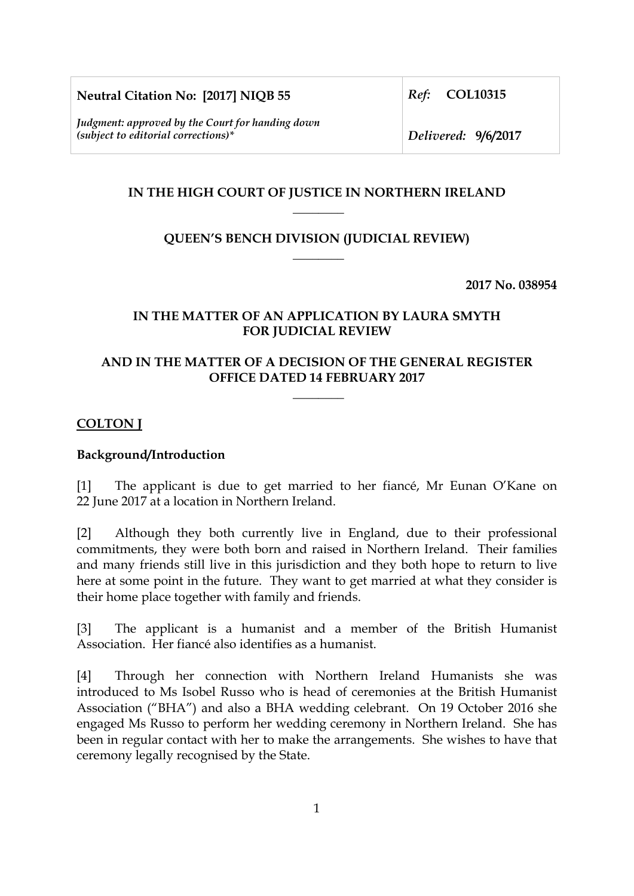| **Neutral Citation No: [2017] NIQB 55** | *Ref:* **COL10315** |
| --- | --- |
| *Judgment: approved by the Court for handing down (subject to editorial corrections)** | *Delivered:* **9/6/2017** |

**IN THE HIGH COURT OF JUSTICE IN NORTHERN IRELAND**

________

**QUEEN'S BENCH DIVISION (JUDICIAL REVIEW)**

________

**2017 No. 038954**

**IN THE MATTER OF AN APPLICATION BY LAURA SMYTH FOR JUDICIAL REVIEW**

**AND IN THE MATTER OF A DECISION OF THE GENERAL REGISTER OFFICE DATED 14 FEBRUARY 2017**

________

**COLTON J**

**Background/Introduction**

[1] The applicant is due to get married to her fiancé, Mr Eunan O'Kane on 22 June 2017 at a location in Northern Ireland.

[2] Although they both currently live in England, due to their professional commitments, they were both born and raised in Northern Ireland. Their families and many friends still live in this jurisdiction and they both hope to return to live here at some point in the future. They want to get married at what they consider is their home place together with family and friends.

[3] The applicant is a humanist and a member of the British Humanist Association. Her fiancé also identifies as a humanist.

[4] Through her connection with Northern Ireland Humanists she was introduced to Ms Isobel Russo who is head of ceremonies at the British Humanist Association ("BHA") and also a BHA wedding celebrant. On 19 October 2016 she engaged Ms Russo to perform her wedding ceremony in Northern Ireland. She has been in regular contact with her to make the arrangements. She wishes to have that ceremony legally recognised by the State.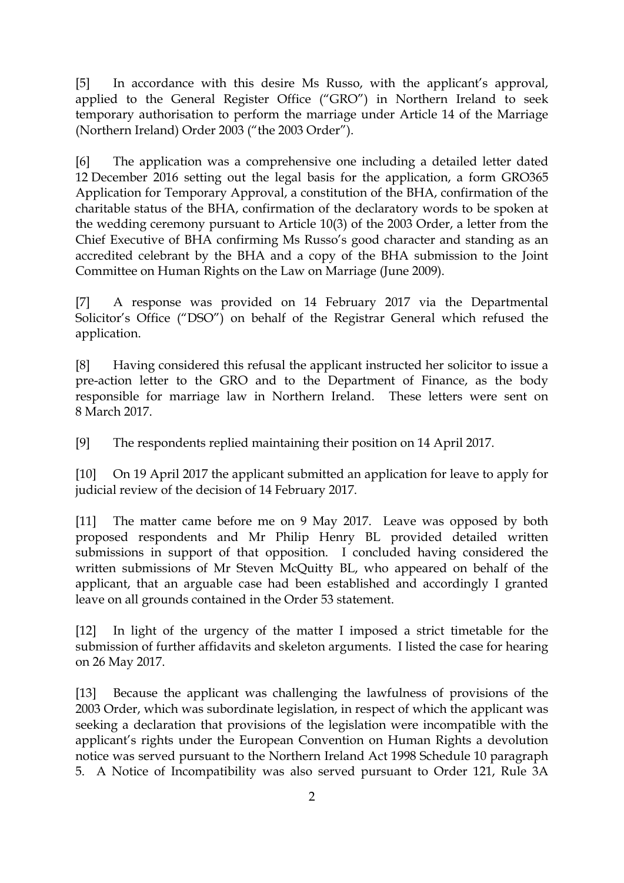[5] In accordance with this desire Ms Russo, with the applicant's approval, applied to the General Register Office ("GRO") in Northern Ireland to seek temporary authorisation to perform the marriage under Article 14 of the Marriage (Northern Ireland) Order 2003 ("the 2003 Order").

[6] The application was a comprehensive one including a detailed letter dated 12 December 2016 setting out the legal basis for the application, a form GRO365 Application for Temporary Approval, a constitution of the BHA, confirmation of the charitable status of the BHA, confirmation of the declaratory words to be spoken at the wedding ceremony pursuant to Article 10(3) of the 2003 Order, a letter from the Chief Executive of BHA confirming Ms Russo's good character and standing as an accredited celebrant by the BHA and a copy of the BHA submission to the Joint Committee on Human Rights on the Law on Marriage (June 2009).

[7] A response was provided on 14 February 2017 via the Departmental Solicitor's Office ("DSO") on behalf of the Registrar General which refused the application.

[8] Having considered this refusal the applicant instructed her solicitor to issue a pre-action letter to the GRO and to the Department of Finance, as the body responsible for marriage law in Northern Ireland. These letters were sent on 8 March 2017.

[9] The respondents replied maintaining their position on 14 April 2017.

[10] On 19 April 2017 the applicant submitted an application for leave to apply for judicial review of the decision of 14 February 2017.

[11] The matter came before me on 9 May 2017. Leave was opposed by both proposed respondents and Mr Philip Henry BL provided detailed written submissions in support of that opposition. I concluded having considered the written submissions of Mr Steven McQuitty BL, who appeared on behalf of the applicant, that an arguable case had been established and accordingly I granted leave on all grounds contained in the Order 53 statement.

[12] In light of the urgency of the matter I imposed a strict timetable for the submission of further affidavits and skeleton arguments. I listed the case for hearing on 26 May 2017.

[13] Because the applicant was challenging the lawfulness of provisions of the 2003 Order, which was subordinate legislation, in respect of which the applicant was seeking a declaration that provisions of the legislation were incompatible with the applicant's rights under the European Convention on Human Rights a devolution notice was served pursuant to the Northern Ireland Act 1998 Schedule 10 paragraph 5. A Notice of Incompatibility was also served pursuant to Order 121, Rule 3A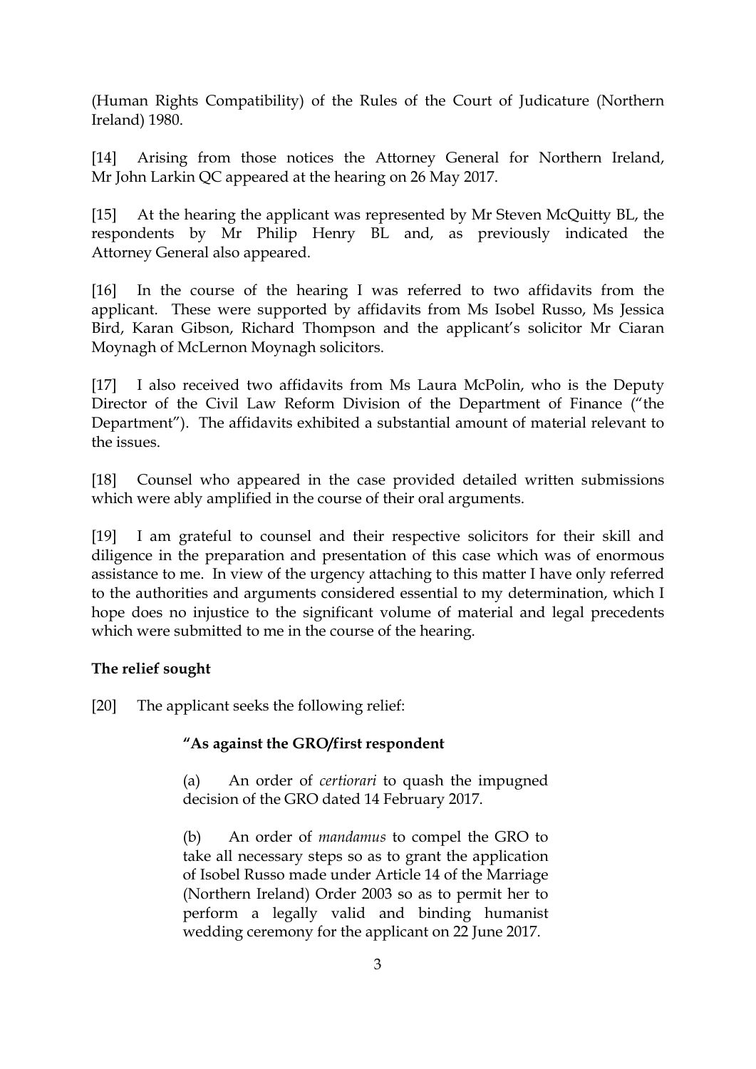(Human Rights Compatibility) of the Rules of the Court of Judicature (Northern Ireland) 1980.

[14] Arising from those notices the Attorney General for Northern Ireland, Mr John Larkin QC appeared at the hearing on 26 May 2017.

[15] At the hearing the applicant was represented by Mr Steven McQuitty BL, the respondents by Mr Philip Henry BL and, as previously indicated the Attorney General also appeared.

[16] In the course of the hearing I was referred to two affidavits from the applicant. These were supported by affidavits from Ms Isobel Russo, Ms Jessica Bird, Karan Gibson, Richard Thompson and the applicant's solicitor Mr Ciaran Moynagh of McLernon Moynagh solicitors.

[17] I also received two affidavits from Ms Laura McPolin, who is the Deputy Director of the Civil Law Reform Division of the Department of Finance ("the Department"). The affidavits exhibited a substantial amount of material relevant to the issues.

[18] Counsel who appeared in the case provided detailed written submissions which were ably amplified in the course of their oral arguments.

[19] I am grateful to counsel and their respective solicitors for their skill and diligence in the preparation and presentation of this case which was of enormous assistance to me. In view of the urgency attaching to this matter I have only referred to the authorities and arguments considered essential to my determination, which I hope does no injustice to the significant volume of material and legal precedents which were submitted to me in the course of the hearing.

**The relief sought**

[20] The applicant seeks the following relief:

> **"As against the GRO/first respondent**
>
> (a) An order of *certiorari* to quash the impugned decision of the GRO dated 14 February 2017.
>
> (b) An order of *mandamus* to compel the GRO to take all necessary steps so as to grant the application of Isobel Russo made under Article 14 of the Marriage (Northern Ireland) Order 2003 so as to permit her to perform a legally valid and binding humanist wedding ceremony for the applicant on 22 June 2017.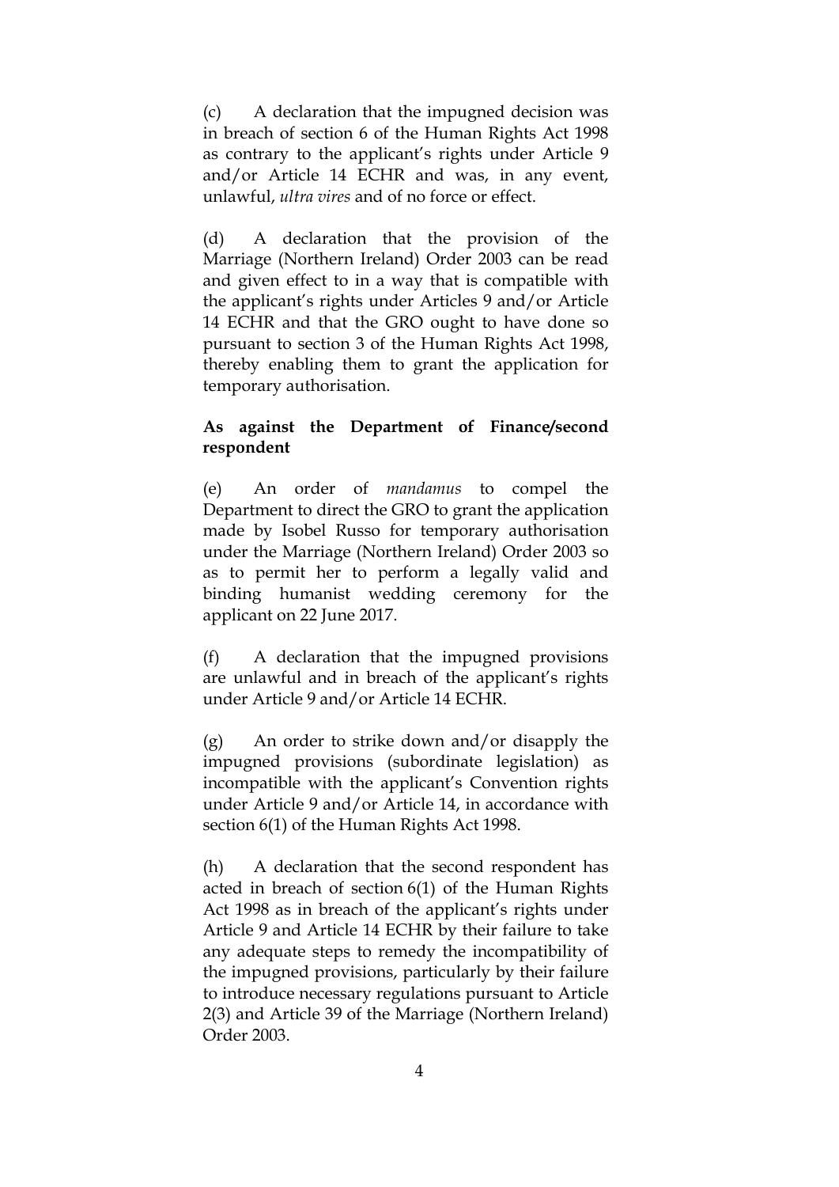(c) A declaration that the impugned decision was in breach of section 6 of the Human Rights Act 1998 as contrary to the applicant's rights under Article 9 and/or Article 14 ECHR and was, in any event, unlawful, *ultra vires* and of no force or effect.

(d) A declaration that the provision of the Marriage (Northern Ireland) Order 2003 can be read and given effect to in a way that is compatible with the applicant's rights under Articles 9 and/or Article 14 ECHR and that the GRO ought to have done so pursuant to section 3 of the Human Rights Act 1998, thereby enabling them to grant the application for temporary authorisation.

**As against the Department of Finance/second respondent**

(e) An order of *mandamus* to compel the Department to direct the GRO to grant the application made by Isobel Russo for temporary authorisation under the Marriage (Northern Ireland) Order 2003 so as to permit her to perform a legally valid and binding humanist wedding ceremony for the applicant on 22 June 2017.

(f) A declaration that the impugned provisions are unlawful and in breach of the applicant's rights under Article 9 and/or Article 14 ECHR.

(g) An order to strike down and/or disapply the impugned provisions (subordinate legislation) as incompatible with the applicant's Convention rights under Article 9 and/or Article 14, in accordance with section 6(1) of the Human Rights Act 1998.

(h) A declaration that the second respondent has acted in breach of section 6(1) of the Human Rights Act 1998 as in breach of the applicant's rights under Article 9 and Article 14 ECHR by their failure to take any adequate steps to remedy the incompatibility of the impugned provisions, particularly by their failure to introduce necessary regulations pursuant to Article 2(3) and Article 39 of the Marriage (Northern Ireland) Order 2003.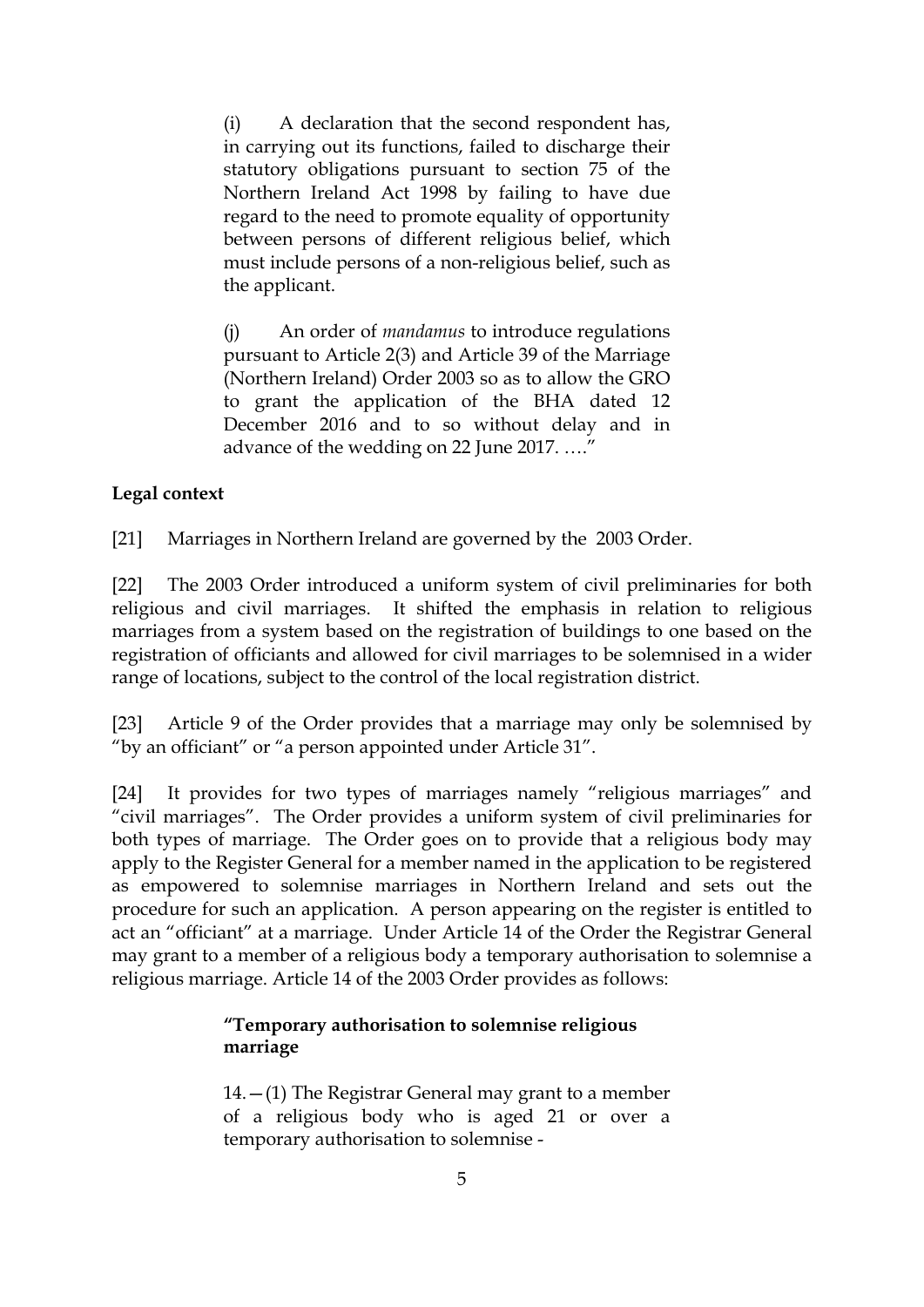> (i) A declaration that the second respondent has, in carrying out its functions, failed to discharge their statutory obligations pursuant to section 75 of the Northern Ireland Act 1998 by failing to have due regard to the need to promote equality of opportunity between persons of different religious belief, which must include persons of a non-religious belief, such as the applicant.
>
> (j) An order of *mandamus* to introduce regulations pursuant to Article 2(3) and Article 39 of the Marriage (Northern Ireland) Order 2003 so as to allow the GRO to grant the application of the BHA dated 12 December 2016 and to so without delay and in advance of the wedding on 22 June 2017. …."

**Legal context**

[21] Marriages in Northern Ireland are governed by the 2003 Order.

[22] The 2003 Order introduced a uniform system of civil preliminaries for both religious and civil marriages. It shifted the emphasis in relation to religious marriages from a system based on the registration of buildings to one based on the registration of officiants and allowed for civil marriages to be solemnised in a wider range of locations, subject to the control of the local registration district.

[23] Article 9 of the Order provides that a marriage may only be solemnised by "by an officiant" or "a person appointed under Article 31".

[24] It provides for two types of marriages namely "religious marriages" and "civil marriages". The Order provides a uniform system of civil preliminaries for both types of marriage. The Order goes on to provide that a religious body may apply to the Register General for a member named in the application to be registered as empowered to solemnise marriages in Northern Ireland and sets out the procedure for such an application. A person appearing on the register is entitled to act an "officiant" at a marriage. Under Article 14 of the Order the Registrar General may grant to a member of a religious body a temporary authorisation to solemnise a religious marriage. Article 14 of the 2003 Order provides as follows:

> **"Temporary authorisation to solemnise religious marriage**
>
> 14.—(1) The Registrar General may grant to a member of a religious body who is aged 21 or over a temporary authorisation to solemnise -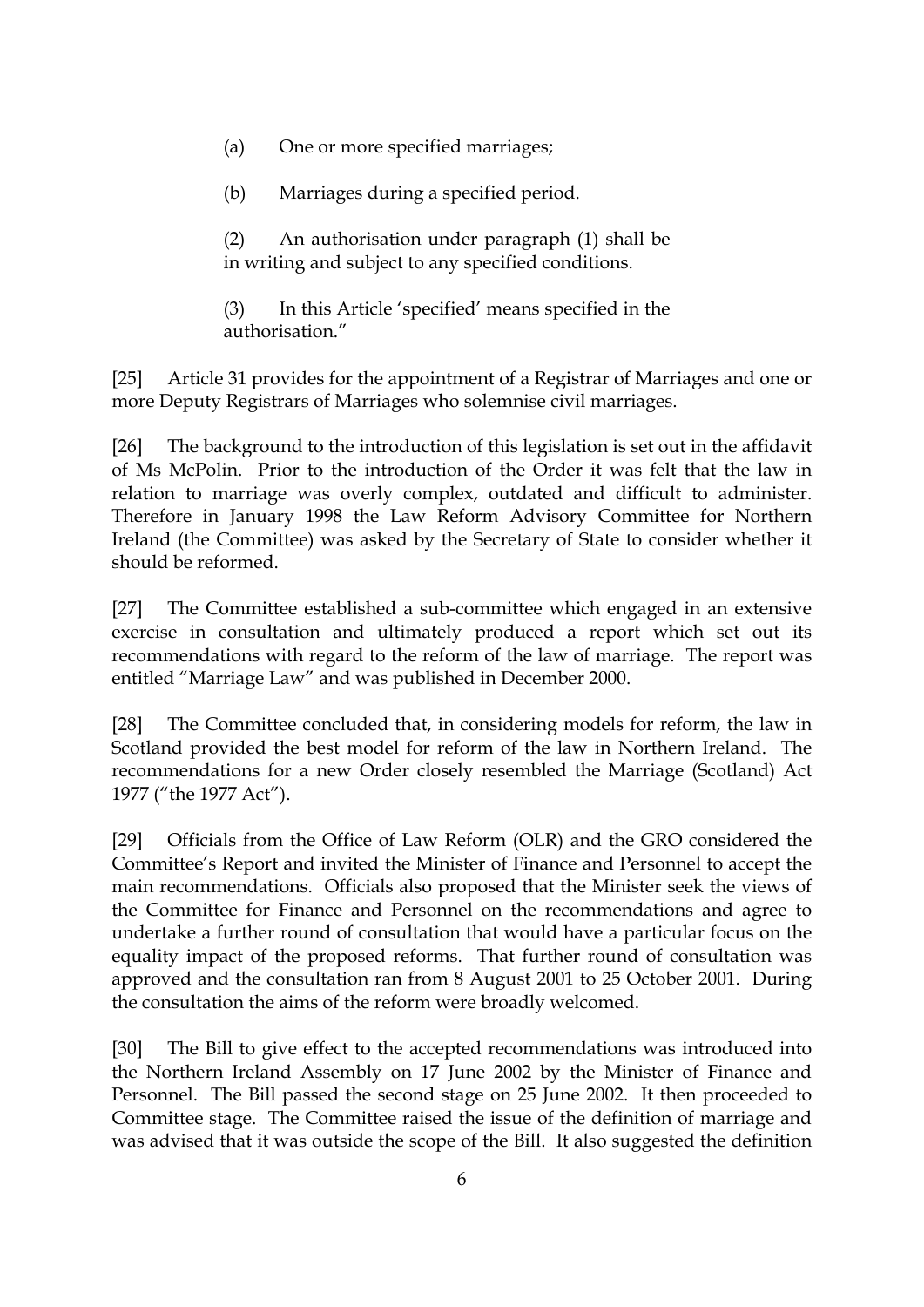> (a) One or more specified marriages;
>
> (b) Marriages during a specified period.
>
> (2) An authorisation under paragraph (1) shall be in writing and subject to any specified conditions.
>
> (3) In this Article 'specified' means specified in the authorisation."

[25] Article 31 provides for the appointment of a Registrar of Marriages and one or more Deputy Registrars of Marriages who solemnise civil marriages.

[26] The background to the introduction of this legislation is set out in the affidavit of Ms McPolin. Prior to the introduction of the Order it was felt that the law in relation to marriage was overly complex, outdated and difficult to administer. Therefore in January 1998 the Law Reform Advisory Committee for Northern Ireland (the Committee) was asked by the Secretary of State to consider whether it should be reformed.

[27] The Committee established a sub-committee which engaged in an extensive exercise in consultation and ultimately produced a report which set out its recommendations with regard to the reform of the law of marriage. The report was entitled "Marriage Law" and was published in December 2000.

[28] The Committee concluded that, in considering models for reform, the law in Scotland provided the best model for reform of the law in Northern Ireland. The recommendations for a new Order closely resembled the Marriage (Scotland) Act 1977 ("the 1977 Act").

[29] Officials from the Office of Law Reform (OLR) and the GRO considered the Committee's Report and invited the Minister of Finance and Personnel to accept the main recommendations. Officials also proposed that the Minister seek the views of the Committee for Finance and Personnel on the recommendations and agree to undertake a further round of consultation that would have a particular focus on the equality impact of the proposed reforms. That further round of consultation was approved and the consultation ran from 8 August 2001 to 25 October 2001. During the consultation the aims of the reform were broadly welcomed.

[30] The Bill to give effect to the accepted recommendations was introduced into the Northern Ireland Assembly on 17 June 2002 by the Minister of Finance and Personnel. The Bill passed the second stage on 25 June 2002. It then proceeded to Committee stage. The Committee raised the issue of the definition of marriage and was advised that it was outside the scope of the Bill. It also suggested the definition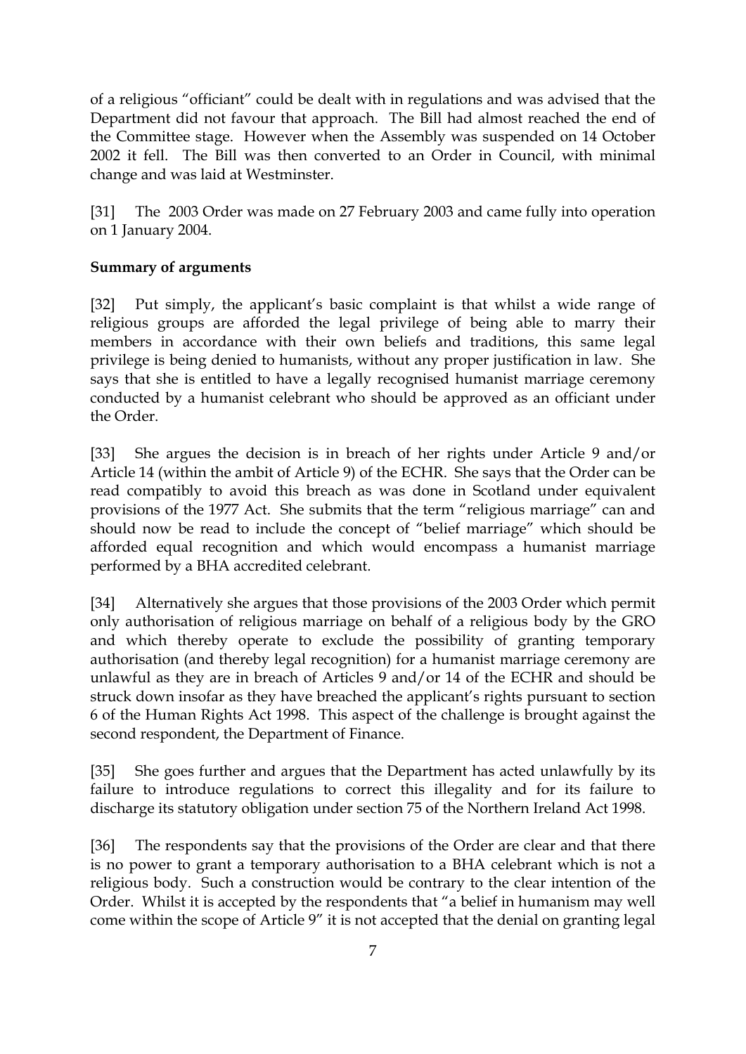of a religious "officiant" could be dealt with in regulations and was advised that the Department did not favour that approach. The Bill had almost reached the end of the Committee stage. However when the Assembly was suspended on 14 October 2002 it fell. The Bill was then converted to an Order in Council, with minimal change and was laid at Westminster.

[31] The 2003 Order was made on 27 February 2003 and came fully into operation on 1 January 2004.

**Summary of arguments**

[32] Put simply, the applicant's basic complaint is that whilst a wide range of religious groups are afforded the legal privilege of being able to marry their members in accordance with their own beliefs and traditions, this same legal privilege is being denied to humanists, without any proper justification in law. She says that she is entitled to have a legally recognised humanist marriage ceremony conducted by a humanist celebrant who should be approved as an officiant under the Order.

[33] She argues the decision is in breach of her rights under Article 9 and/or Article 14 (within the ambit of Article 9) of the ECHR. She says that the Order can be read compatibly to avoid this breach as was done in Scotland under equivalent provisions of the 1977 Act. She submits that the term "religious marriage" can and should now be read to include the concept of "belief marriage" which should be afforded equal recognition and which would encompass a humanist marriage performed by a BHA accredited celebrant.

[34] Alternatively she argues that those provisions of the 2003 Order which permit only authorisation of religious marriage on behalf of a religious body by the GRO and which thereby operate to exclude the possibility of granting temporary authorisation (and thereby legal recognition) for a humanist marriage ceremony are unlawful as they are in breach of Articles 9 and/or 14 of the ECHR and should be struck down insofar as they have breached the applicant's rights pursuant to section 6 of the Human Rights Act 1998. This aspect of the challenge is brought against the second respondent, the Department of Finance.

[35] She goes further and argues that the Department has acted unlawfully by its failure to introduce regulations to correct this illegality and for its failure to discharge its statutory obligation under section 75 of the Northern Ireland Act 1998.

[36] The respondents say that the provisions of the Order are clear and that there is no power to grant a temporary authorisation to a BHA celebrant which is not a religious body. Such a construction would be contrary to the clear intention of the Order. Whilst it is accepted by the respondents that "a belief in humanism may well come within the scope of Article 9" it is not accepted that the denial on granting legal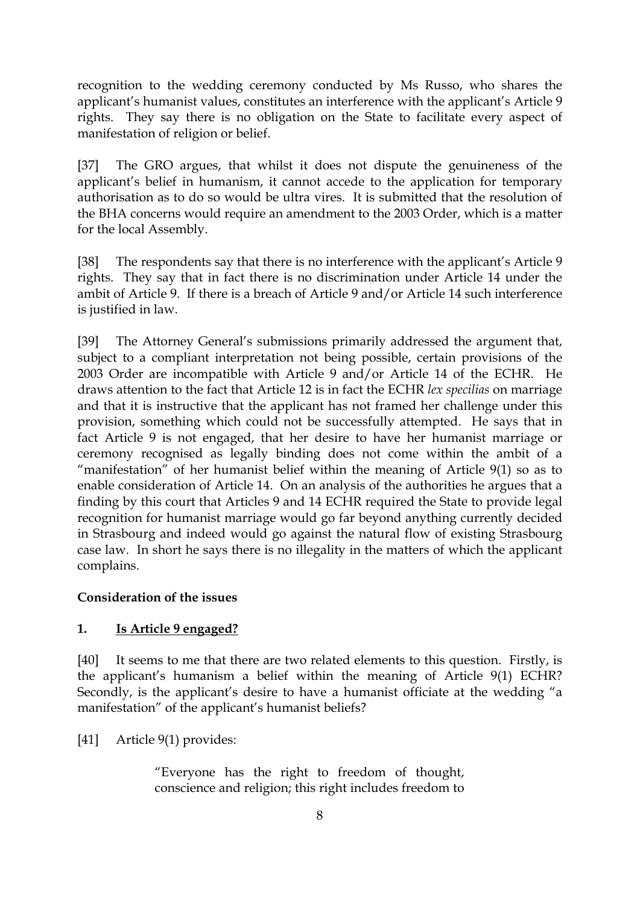recognition to the wedding ceremony conducted by Ms Russo, who shares the applicant's humanist values, constitutes an interference with the applicant's Article 9 rights. They say there is no obligation on the State to facilitate every aspect of manifestation of religion or belief.

[37] The GRO argues, that whilst it does not dispute the genuineness of the applicant's belief in humanism, it cannot accede to the application for temporary authorisation as to do so would be ultra vires. It is submitted that the resolution of the BHA concerns would require an amendment to the 2003 Order, which is a matter for the local Assembly.

[38] The respondents say that there is no interference with the applicant's Article 9 rights. They say that in fact there is no discrimination under Article 14 under the ambit of Article 9. If there is a breach of Article 9 and/or Article 14 such interference is justified in law.

[39] The Attorney General's submissions primarily addressed the argument that, subject to a compliant interpretation not being possible, certain provisions of the 2003 Order are incompatible with Article 9 and/or Article 14 of the ECHR. He draws attention to the fact that Article 12 is in fact the ECHR *lex specilias* on marriage and that it is instructive that the applicant has not framed her challenge under this provision, something which could not be successfully attempted. He says that in fact Article 9 is not engaged, that her desire to have her humanist marriage or ceremony recognised as legally binding does not come within the ambit of a "manifestation" of her humanist belief within the meaning of Article 9(1) so as to enable consideration of Article 14. On an analysis of the authorities he argues that a finding by this court that Articles 9 and 14 ECHR required the State to provide legal recognition for humanist marriage would go far beyond anything currently decided in Strasbourg and indeed would go against the natural flow of existing Strasbourg case law. In short he says there is no illegality in the matters of which the applicant complains.

**Consideration of the issues**

**1. Is Article 9 engaged?**

[40] It seems to me that there are two related elements to this question. Firstly, is the applicant's humanism a belief within the meaning of Article 9(1) ECHR? Secondly, is the applicant's desire to have a humanist officiate at the wedding "a manifestation" of the applicant's humanist beliefs?

[41] Article 9(1) provides:

> "Everyone has the right to freedom of thought, conscience and religion; this right includes freedom to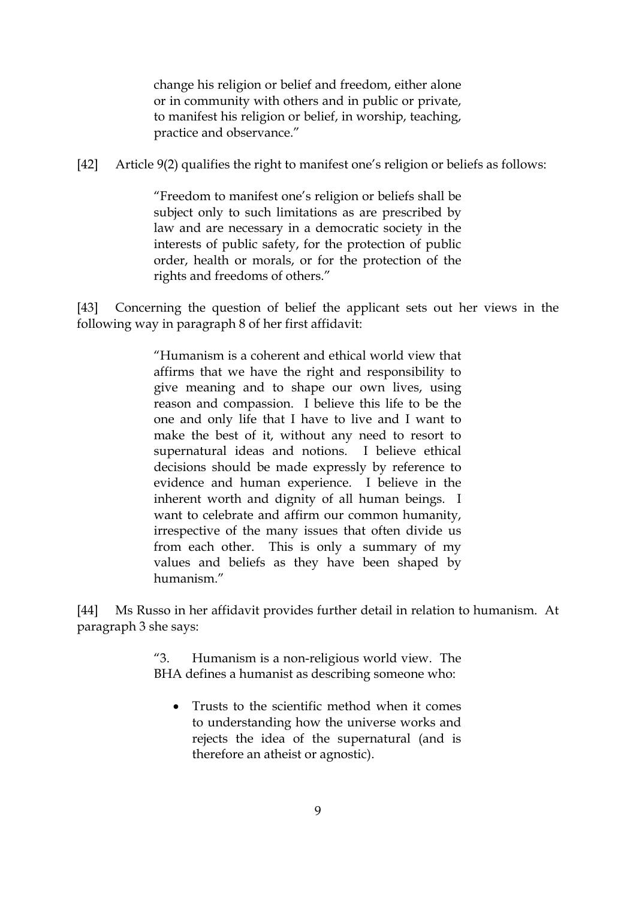> change his religion or belief and freedom, either alone or in community with others and in public or private, to manifest his religion or belief, in worship, teaching, practice and observance."

[42] Article 9(2) qualifies the right to manifest one's religion or beliefs as follows:

> "Freedom to manifest one's religion or beliefs shall be subject only to such limitations as are prescribed by law and are necessary in a democratic society in the interests of public safety, for the protection of public order, health or morals, or for the protection of the rights and freedoms of others."

[43] Concerning the question of belief the applicant sets out her views in the following way in paragraph 8 of her first affidavit:

> "Humanism is a coherent and ethical world view that affirms that we have the right and responsibility to give meaning and to shape our own lives, using reason and compassion. I believe this life to be the one and only life that I have to live and I want to make the best of it, without any need to resort to supernatural ideas and notions. I believe ethical decisions should be made expressly by reference to evidence and human experience. I believe in the inherent worth and dignity of all human beings. I want to celebrate and affirm our common humanity, irrespective of the many issues that often divide us from each other. This is only a summary of my values and beliefs as they have been shaped by humanism."

[44] Ms Russo in her affidavit provides further detail in relation to humanism. At paragraph 3 she says:

> "3. Humanism is a non-religious world view. The BHA defines a humanist as describing someone who:
>
> - Trusts to the scientific method when it comes to understanding how the universe works and rejects the idea of the supernatural (and is therefore an atheist or agnostic).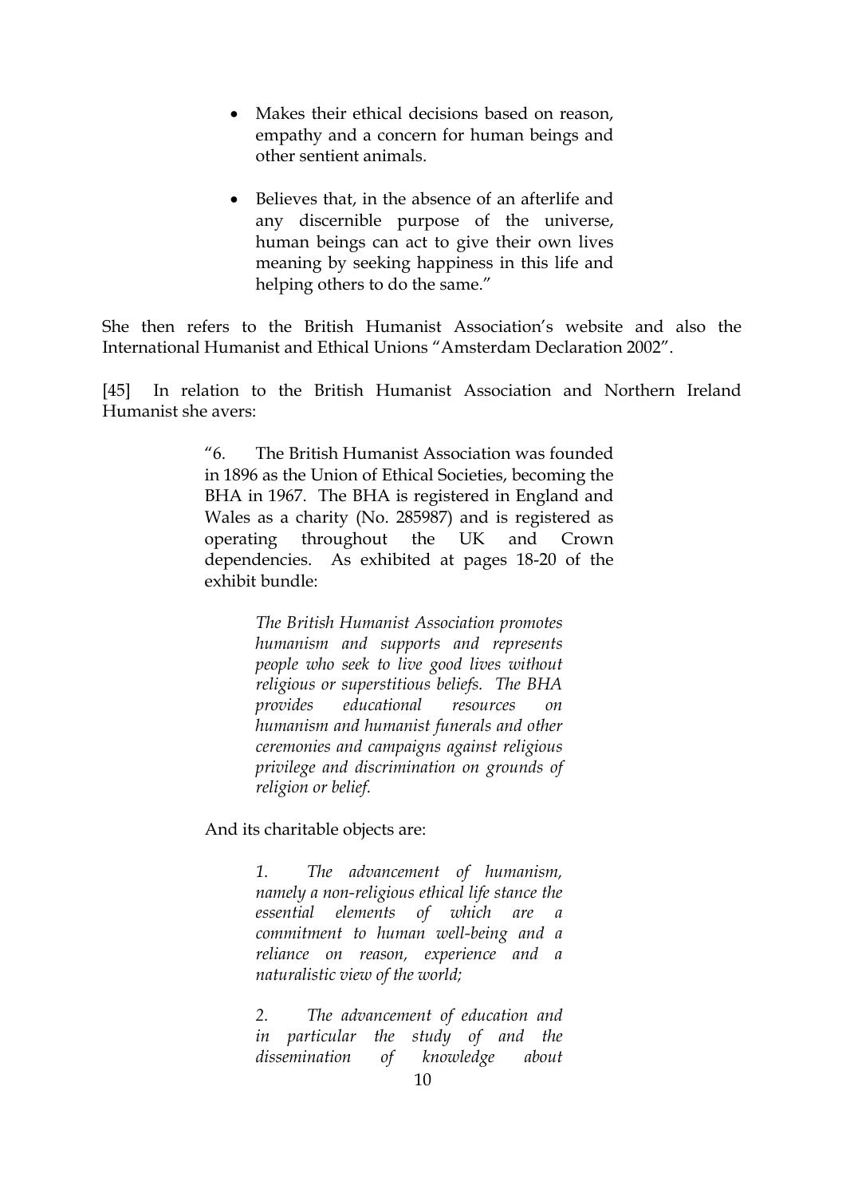> - Makes their ethical decisions based on reason, empathy and a concern for human beings and other sentient animals.
>
> - Believes that, in the absence of an afterlife and any discernible purpose of the universe, human beings can act to give their own lives meaning by seeking happiness in this life and helping others to do the same."

She then refers to the British Humanist Association's website and also the International Humanist and Ethical Unions "Amsterdam Declaration 2002".

[45] In relation to the British Humanist Association and Northern Ireland Humanist she avers:

> "6. The British Humanist Association was founded in 1896 as the Union of Ethical Societies, becoming the BHA in 1967. The BHA is registered in England and Wales as a charity (No. 285987) and is registered as operating throughout the UK and Crown dependencies. As exhibited at pages 18-20 of the exhibit bundle:
>
> > *The British Humanist Association promotes humanism and supports and represents people who seek to live good lives without religious or superstitious beliefs. The BHA provides educational resources on humanism and humanist funerals and other ceremonies and campaigns against religious privilege and discrimination on grounds of religion or belief.*
>
> And its charitable objects are:
>
> > *1. The advancement of humanism, namely a non-religious ethical life stance the essential elements of which are a commitment to human well-being and a reliance on reason, experience and a naturalistic view of the world;*
> >
> > *2. The advancement of education and in particular the study of and the dissemination of knowledge about*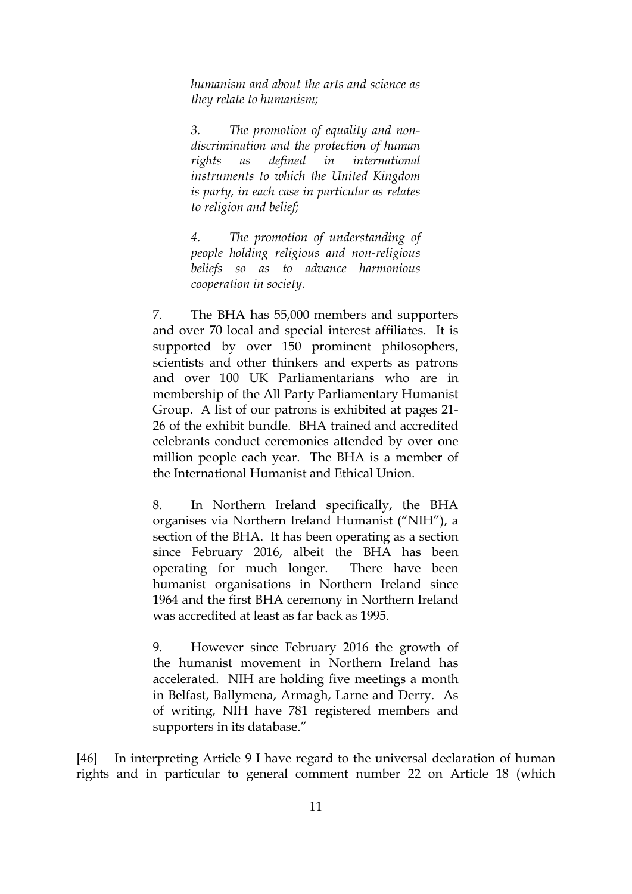> *humanism and about the arts and science as they relate to humanism;*
>
> *3. The promotion of equality and non-discrimination and the protection of human rights as defined in international instruments to which the United Kingdom is party, in each case in particular as relates to religion and belief;*
>
> *4. The promotion of understanding of people holding religious and non-religious beliefs so as to advance harmonious cooperation in society.*
>
> 7. The BHA has 55,000 members and supporters and over 70 local and special interest affiliates. It is supported by over 150 prominent philosophers, scientists and other thinkers and experts as patrons and over 100 UK Parliamentarians who are in membership of the All Party Parliamentary Humanist Group. A list of our patrons is exhibited at pages 21-26 of the exhibit bundle. BHA trained and accredited celebrants conduct ceremonies attended by over one million people each year. The BHA is a member of the International Humanist and Ethical Union.
>
> 8. In Northern Ireland specifically, the BHA organises via Northern Ireland Humanist ("NIH"), a section of the BHA. It has been operating as a section since February 2016, albeit the BHA has been operating for much longer. There have been humanist organisations in Northern Ireland since 1964 and the first BHA ceremony in Northern Ireland was accredited at least as far back as 1995.
>
> 9. However since February 2016 the growth of the humanist movement in Northern Ireland has accelerated. NIH are holding five meetings a month in Belfast, Ballymena, Armagh, Larne and Derry. As of writing, NIH have 781 registered members and supporters in its database."

[46] In interpreting Article 9 I have regard to the universal declaration of human rights and in particular to general comment number 22 on Article 18 (which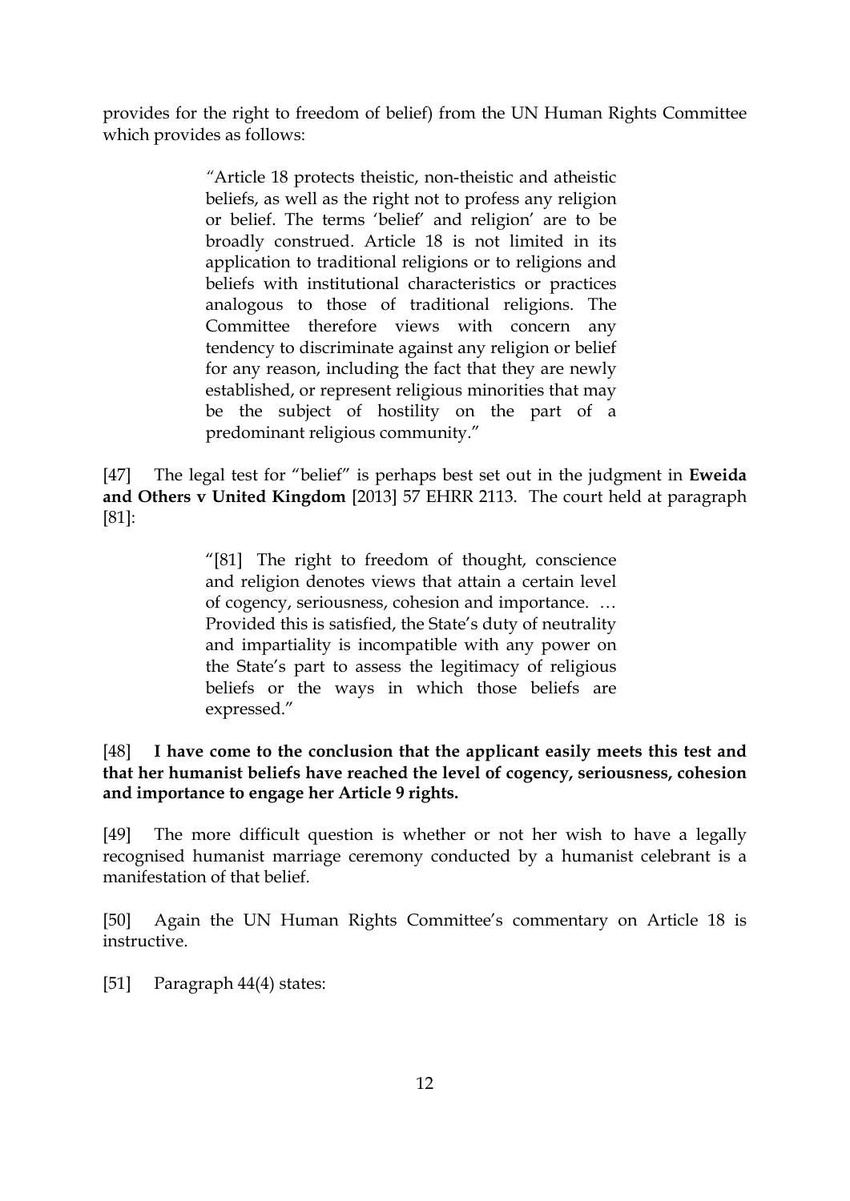provides for the right to freedom of belief) from the UN Human Rights Committee which provides as follows:

> "Article 18 protects theistic, non-theistic and atheistic beliefs, as well as the right not to profess any religion or belief. The terms 'belief' and religion' are to be broadly construed. Article 18 is not limited in its application to traditional religions or to religions and beliefs with institutional characteristics or practices analogous to those of traditional religions. The Committee therefore views with concern any tendency to discriminate against any religion or belief for any reason, including the fact that they are newly established, or represent religious minorities that may be the subject of hostility on the part of a predominant religious community."

[47] The legal test for "belief" is perhaps best set out in the judgment in **Eweida and Others v United Kingdom** [2013] 57 EHRR 2113. The court held at paragraph [81]:

> "[81] The right to freedom of thought, conscience and religion denotes views that attain a certain level of cogency, seriousness, cohesion and importance. … Provided this is satisfied, the State's duty of neutrality and impartiality is incompatible with any power on the State's part to assess the legitimacy of religious beliefs or the ways in which those beliefs are expressed."

[48] **I have come to the conclusion that the applicant easily meets this test and that her humanist beliefs have reached the level of cogency, seriousness, cohesion and importance to engage her Article 9 rights.**

[49] The more difficult question is whether or not her wish to have a legally recognised humanist marriage ceremony conducted by a humanist celebrant is a manifestation of that belief.

[50] Again the UN Human Rights Committee's commentary on Article 18 is instructive.

[51] Paragraph 44(4) states: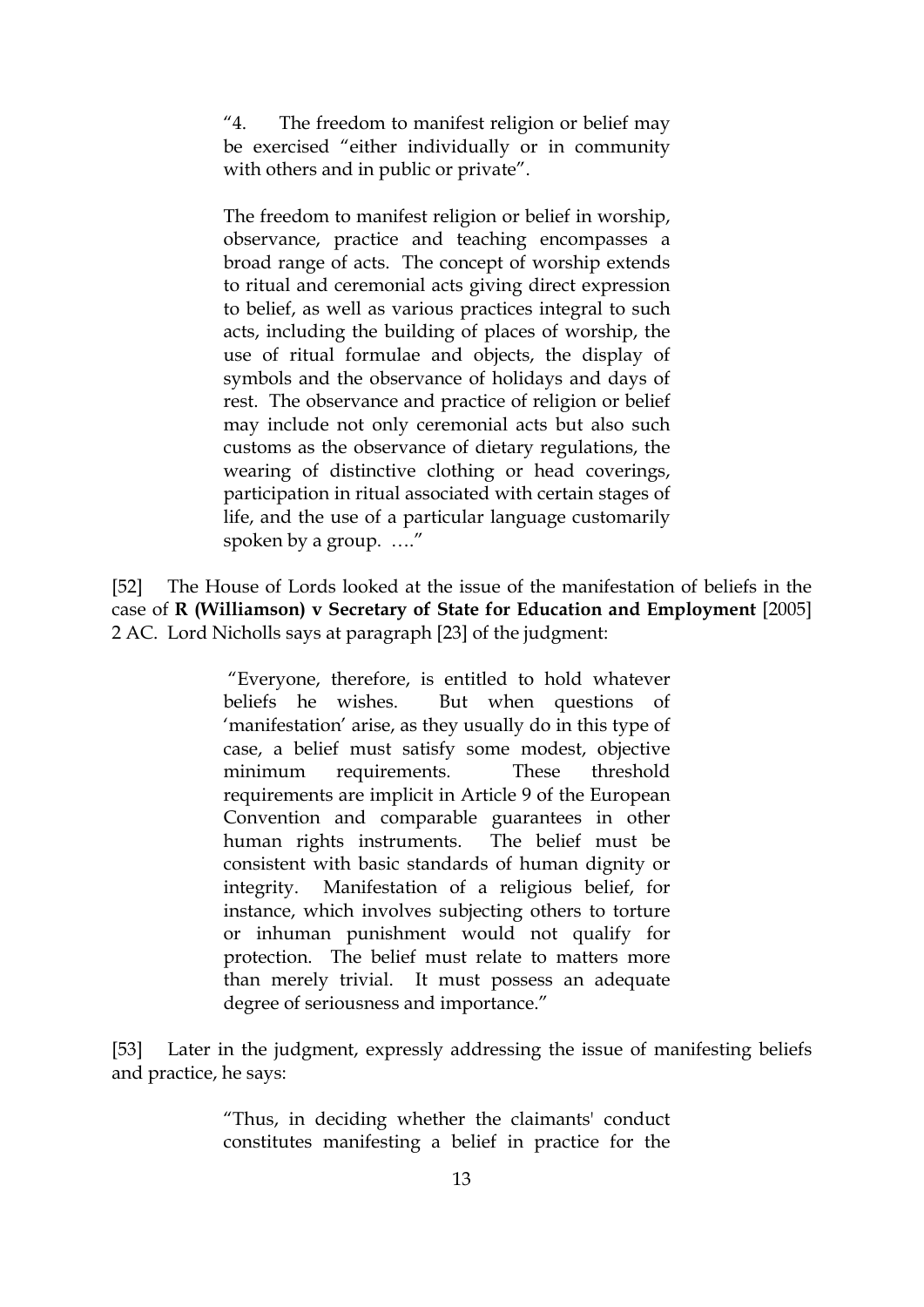> "4. The freedom to manifest religion or belief may be exercised "either individually or in community with others and in public or private".
>
> The freedom to manifest religion or belief in worship, observance, practice and teaching encompasses a broad range of acts. The concept of worship extends to ritual and ceremonial acts giving direct expression to belief, as well as various practices integral to such acts, including the building of places of worship, the use of ritual formulae and objects, the display of symbols and the observance of holidays and days of rest. The observance and practice of religion or belief may include not only ceremonial acts but also such customs as the observance of dietary regulations, the wearing of distinctive clothing or head coverings, participation in ritual associated with certain stages of life, and the use of a particular language customarily spoken by a group. …."

[52] The House of Lords looked at the issue of the manifestation of beliefs in the case of **R (Williamson) v Secretary of State for Education and Employment** [2005] 2 AC. Lord Nicholls says at paragraph [23] of the judgment:

> "Everyone, therefore, is entitled to hold whatever beliefs he wishes. But when questions of 'manifestation' arise, as they usually do in this type of case, a belief must satisfy some modest, objective minimum requirements. These threshold requirements are implicit in Article 9 of the European Convention and comparable guarantees in other human rights instruments. The belief must be consistent with basic standards of human dignity or integrity. Manifestation of a religious belief, for instance, which involves subjecting others to torture or inhuman punishment would not qualify for protection. The belief must relate to matters more than merely trivial. It must possess an adequate degree of seriousness and importance."

[53] Later in the judgment, expressly addressing the issue of manifesting beliefs and practice, he says:

> "Thus, in deciding whether the claimants' conduct constitutes manifesting a belief in practice for the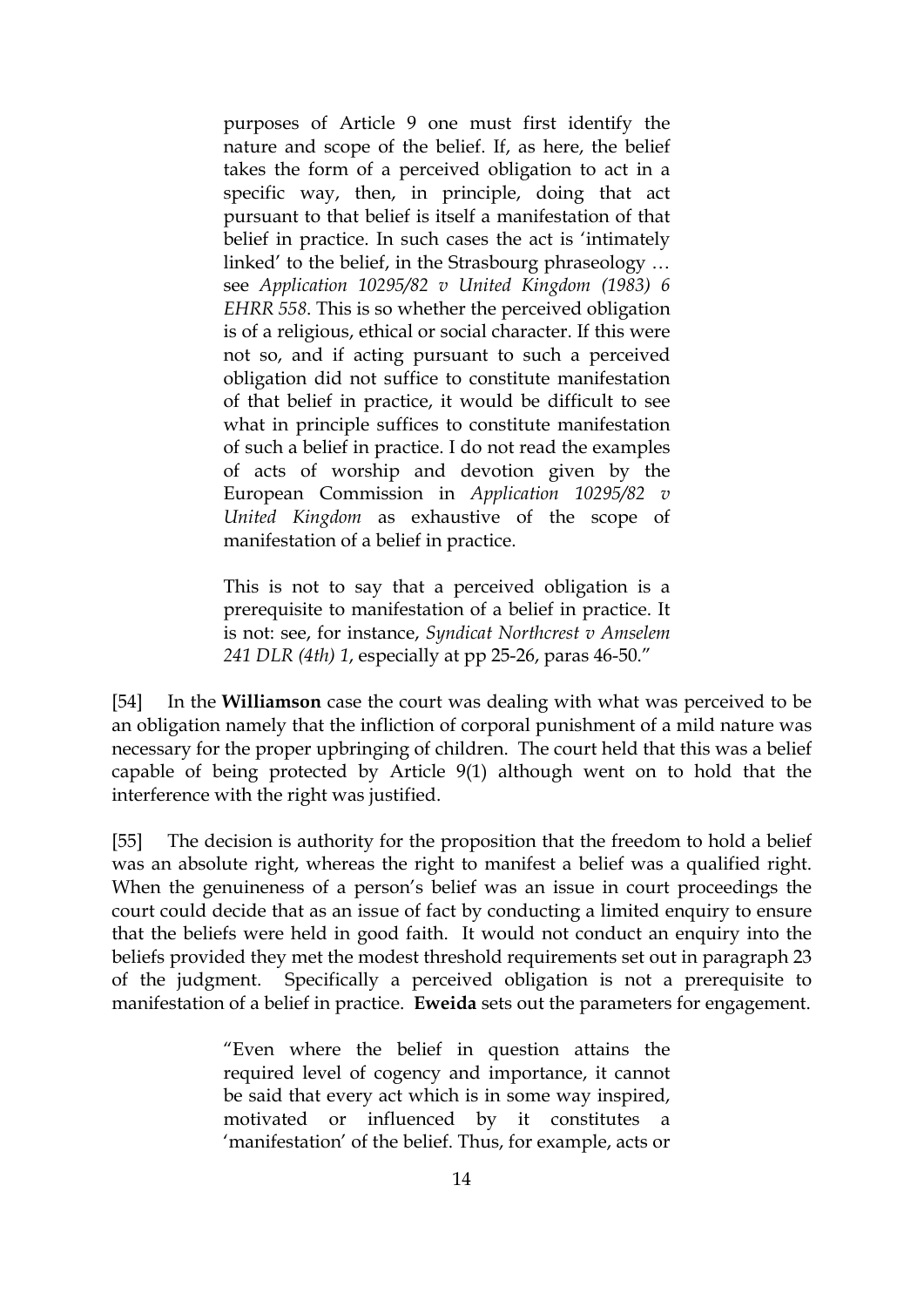> purposes of Article 9 one must first identify the nature and scope of the belief. If, as here, the belief takes the form of a perceived obligation to act in a specific way, then, in principle, doing that act pursuant to that belief is itself a manifestation of that belief in practice. In such cases the act is 'intimately linked' to the belief, in the Strasbourg phraseology … see *Application 10295/82 v United Kingdom (1983) 6 EHRR 558*. This is so whether the perceived obligation is of a religious, ethical or social character. If this were not so, and if acting pursuant to such a perceived obligation did not suffice to constitute manifestation of that belief in practice, it would be difficult to see what in principle suffices to constitute manifestation of such a belief in practice. I do not read the examples of acts of worship and devotion given by the European Commission in *Application 10295/82 v United Kingdom* as exhaustive of the scope of manifestation of a belief in practice.
>
> This is not to say that a perceived obligation is a prerequisite to manifestation of a belief in practice. It is not: see, for instance, *Syndicat Northcrest v Amselem 241 DLR (4th) 1*, especially at pp 25-26, paras 46-50."

[54] In the **Williamson** case the court was dealing with what was perceived to be an obligation namely that the infliction of corporal punishment of a mild nature was necessary for the proper upbringing of children. The court held that this was a belief capable of being protected by Article 9(1) although went on to hold that the interference with the right was justified.

[55] The decision is authority for the proposition that the freedom to hold a belief was an absolute right, whereas the right to manifest a belief was a qualified right. When the genuineness of a person's belief was an issue in court proceedings the court could decide that as an issue of fact by conducting a limited enquiry to ensure that the beliefs were held in good faith. It would not conduct an enquiry into the beliefs provided they met the modest threshold requirements set out in paragraph 23 of the judgment. Specifically a perceived obligation is not a prerequisite to manifestation of a belief in practice. **Eweida** sets out the parameters for engagement.

> "Even where the belief in question attains the required level of cogency and importance, it cannot be said that every act which is in some way inspired, motivated or influenced by it constitutes a 'manifestation' of the belief. Thus, for example, acts or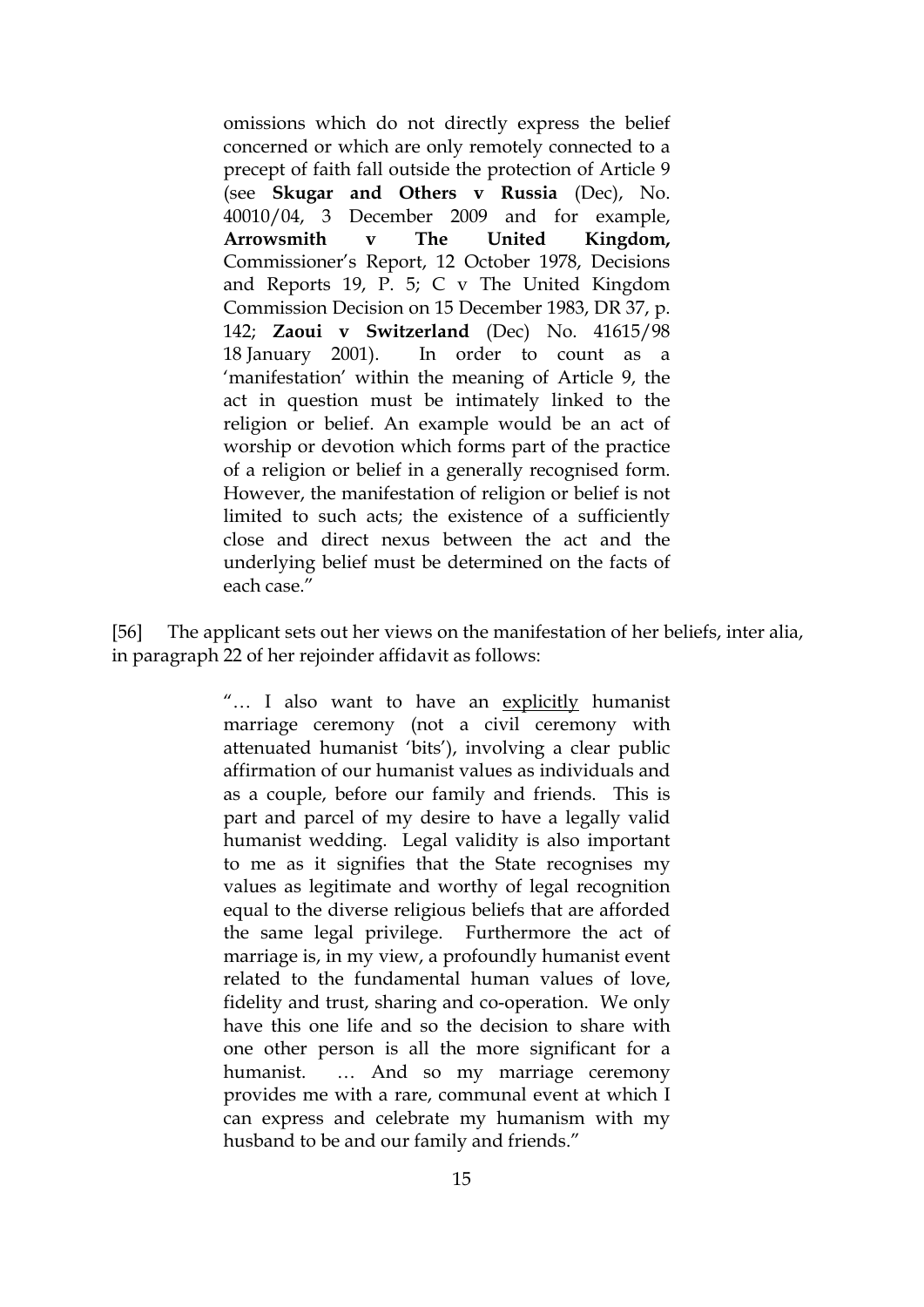> omissions which do not directly express the belief concerned or which are only remotely connected to a precept of faith fall outside the protection of Article 9 (see **Skugar and Others v Russia** (Dec), No. 40010/04, 3 December 2009 and for example, **Arrowsmith v The United Kingdom,** Commissioner's Report, 12 October 1978, Decisions and Reports 19, P. 5; C v The United Kingdom Commission Decision on 15 December 1983, DR 37, p. 142; **Zaoui v Switzerland** (Dec) No. 41615/98 18 January 2001). In order to count as a 'manifestation' within the meaning of Article 9, the act in question must be intimately linked to the religion or belief. An example would be an act of worship or devotion which forms part of the practice of a religion or belief in a generally recognised form. However, the manifestation of religion or belief is not limited to such acts; the existence of a sufficiently close and direct nexus between the act and the underlying belief must be determined on the facts of each case."

[56] The applicant sets out her views on the manifestation of her beliefs, inter alia, in paragraph 22 of her rejoinder affidavit as follows:

> "… I also want to have an <u>explicitly</u> humanist marriage ceremony (not a civil ceremony with attenuated humanist 'bits'), involving a clear public affirmation of our humanist values as individuals and as a couple, before our family and friends. This is part and parcel of my desire to have a legally valid humanist wedding. Legal validity is also important to me as it signifies that the State recognises my values as legitimate and worthy of legal recognition equal to the diverse religious beliefs that are afforded the same legal privilege. Furthermore the act of marriage is, in my view, a profoundly humanist event related to the fundamental human values of love, fidelity and trust, sharing and co-operation. We only have this one life and so the decision to share with one other person is all the more significant for a humanist. … And so my marriage ceremony provides me with a rare, communal event at which I can express and celebrate my humanism with my husband to be and our family and friends."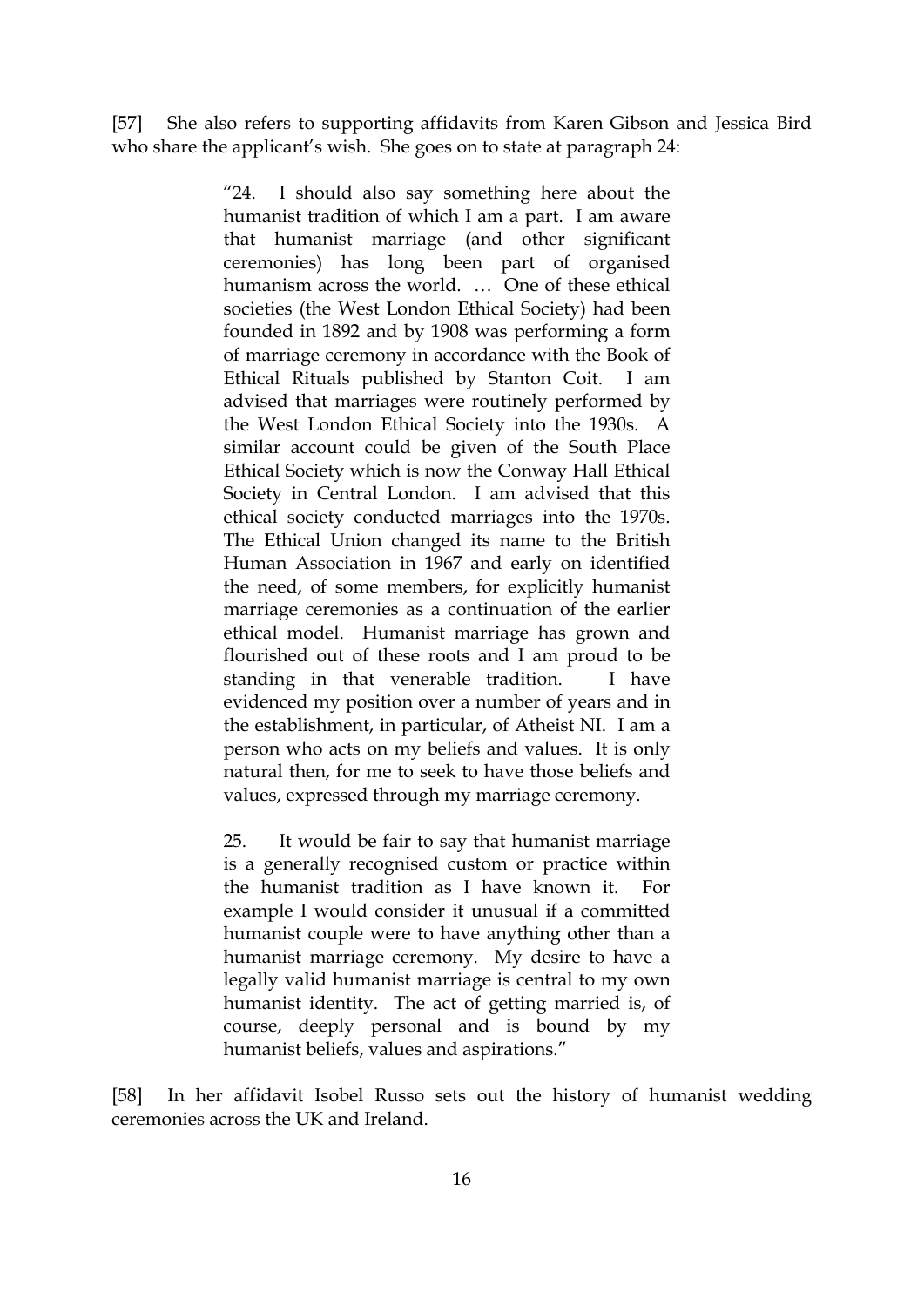[57] She also refers to supporting affidavits from Karen Gibson and Jessica Bird who share the applicant's wish. She goes on to state at paragraph 24:

> "24. I should also say something here about the humanist tradition of which I am a part. I am aware that humanist marriage (and other significant ceremonies) has long been part of organised humanism across the world. … One of these ethical societies (the West London Ethical Society) had been founded in 1892 and by 1908 was performing a form of marriage ceremony in accordance with the Book of Ethical Rituals published by Stanton Coit. I am advised that marriages were routinely performed by the West London Ethical Society into the 1930s. A similar account could be given of the South Place Ethical Society which is now the Conway Hall Ethical Society in Central London. I am advised that this ethical society conducted marriages into the 1970s. The Ethical Union changed its name to the British Human Association in 1967 and early on identified the need, of some members, for explicitly humanist marriage ceremonies as a continuation of the earlier ethical model. Humanist marriage has grown and flourished out of these roots and I am proud to be standing in that venerable tradition. I have evidenced my position over a number of years and in the establishment, in particular, of Atheist NI. I am a person who acts on my beliefs and values. It is only natural then, for me to seek to have those beliefs and values, expressed through my marriage ceremony.
>
> 25. It would be fair to say that humanist marriage is a generally recognised custom or practice within the humanist tradition as I have known it. For example I would consider it unusual if a committed humanist couple were to have anything other than a humanist marriage ceremony. My desire to have a legally valid humanist marriage is central to my own humanist identity. The act of getting married is, of course, deeply personal and is bound by my humanist beliefs, values and aspirations."

[58] In her affidavit Isobel Russo sets out the history of humanist wedding ceremonies across the UK and Ireland.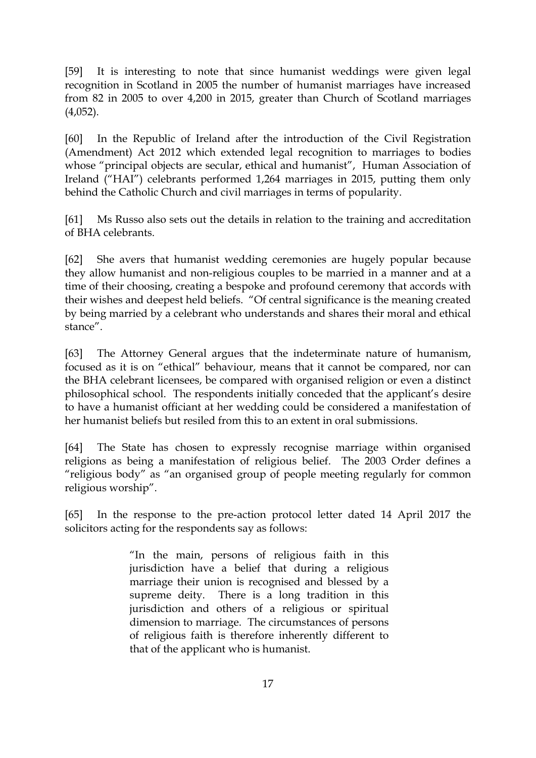[59] It is interesting to note that since humanist weddings were given legal recognition in Scotland in 2005 the number of humanist marriages have increased from 82 in 2005 to over 4,200 in 2015, greater than Church of Scotland marriages (4,052).

[60] In the Republic of Ireland after the introduction of the Civil Registration (Amendment) Act 2012 which extended legal recognition to marriages to bodies whose "principal objects are secular, ethical and humanist", Human Association of Ireland ("HAI") celebrants performed 1,264 marriages in 2015, putting them only behind the Catholic Church and civil marriages in terms of popularity.

[61] Ms Russo also sets out the details in relation to the training and accreditation of BHA celebrants.

[62] She avers that humanist wedding ceremonies are hugely popular because they allow humanist and non-religious couples to be married in a manner and at a time of their choosing, creating a bespoke and profound ceremony that accords with their wishes and deepest held beliefs. "Of central significance is the meaning created by being married by a celebrant who understands and shares their moral and ethical stance".

[63] The Attorney General argues that the indeterminate nature of humanism, focused as it is on "ethical" behaviour, means that it cannot be compared, nor can the BHA celebrant licensees, be compared with organised religion or even a distinct philosophical school. The respondents initially conceded that the applicant's desire to have a humanist officiant at her wedding could be considered a manifestation of her humanist beliefs but resiled from this to an extent in oral submissions.

[64] The State has chosen to expressly recognise marriage within organised religions as being a manifestation of religious belief. The 2003 Order defines a "religious body" as "an organised group of people meeting regularly for common religious worship".

[65] In the response to the pre-action protocol letter dated 14 April 2017 the solicitors acting for the respondents say as follows:

> "In the main, persons of religious faith in this jurisdiction have a belief that during a religious marriage their union is recognised and blessed by a supreme deity. There is a long tradition in this jurisdiction and others of a religious or spiritual dimension to marriage. The circumstances of persons of religious faith is therefore inherently different to that of the applicant who is humanist.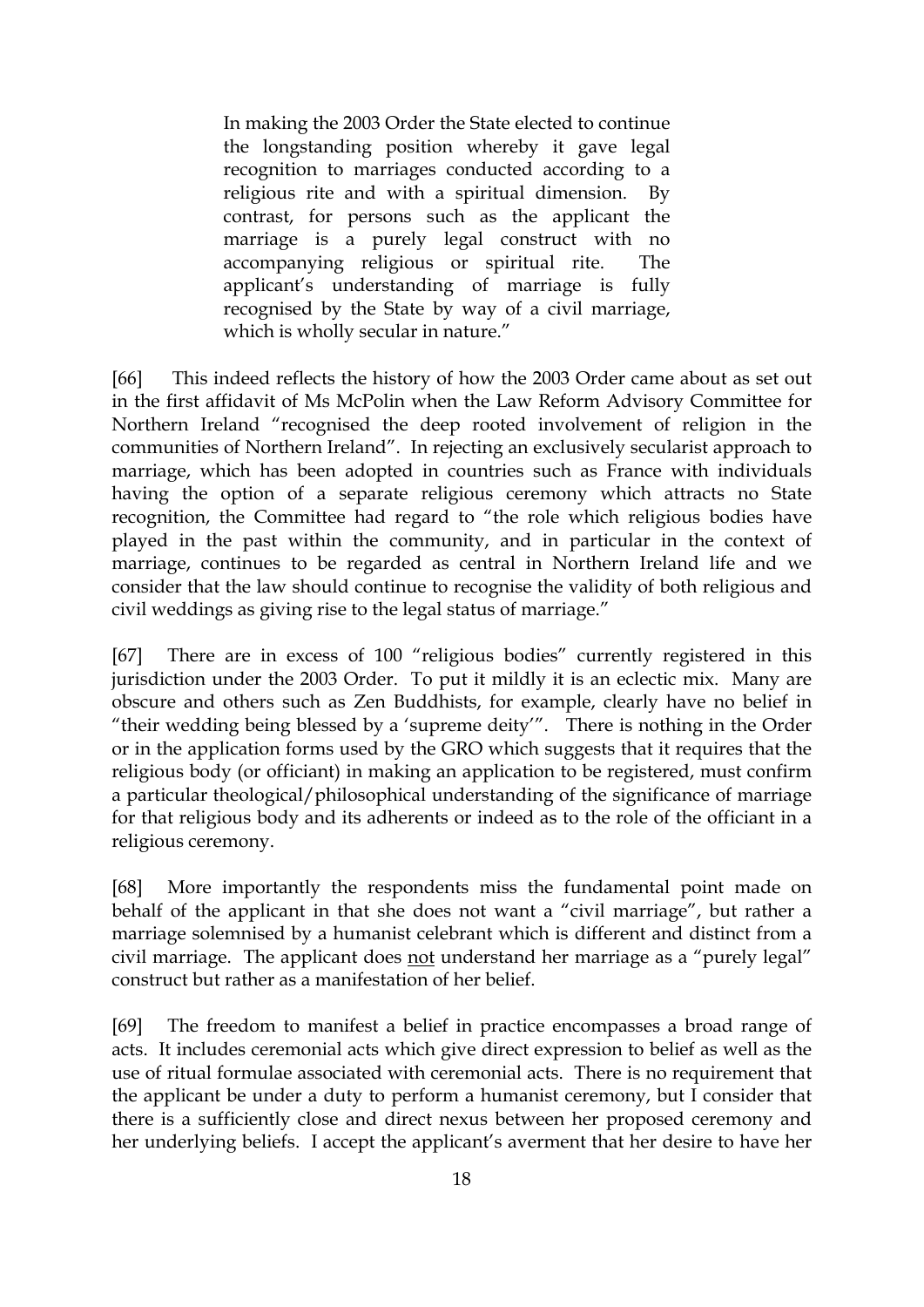> In making the 2003 Order the State elected to continue the longstanding position whereby it gave legal recognition to marriages conducted according to a religious rite and with a spiritual dimension. By contrast, for persons such as the applicant the marriage is a purely legal construct with no accompanying religious or spiritual rite. The applicant's understanding of marriage is fully recognised by the State by way of a civil marriage, which is wholly secular in nature."

[66] This indeed reflects the history of how the 2003 Order came about as set out in the first affidavit of Ms McPolin when the Law Reform Advisory Committee for Northern Ireland "recognised the deep rooted involvement of religion in the communities of Northern Ireland". In rejecting an exclusively secularist approach to marriage, which has been adopted in countries such as France with individuals having the option of a separate religious ceremony which attracts no State recognition, the Committee had regard to "the role which religious bodies have played in the past within the community, and in particular in the context of marriage, continues to be regarded as central in Northern Ireland life and we consider that the law should continue to recognise the validity of both religious and civil weddings as giving rise to the legal status of marriage."

[67] There are in excess of 100 "religious bodies" currently registered in this jurisdiction under the 2003 Order. To put it mildly it is an eclectic mix. Many are obscure and others such as Zen Buddhists, for example, clearly have no belief in "their wedding being blessed by a 'supreme deity'". There is nothing in the Order or in the application forms used by the GRO which suggests that it requires that the religious body (or officiant) in making an application to be registered, must confirm a particular theological/philosophical understanding of the significance of marriage for that religious body and its adherents or indeed as to the role of the officiant in a religious ceremony.

[68] More importantly the respondents miss the fundamental point made on behalf of the applicant in that she does not want a "civil marriage", but rather a marriage solemnised by a humanist celebrant which is different and distinct from a civil marriage. The applicant does <u>not</u> understand her marriage as a "purely legal" construct but rather as a manifestation of her belief.

[69] The freedom to manifest a belief in practice encompasses a broad range of acts. It includes ceremonial acts which give direct expression to belief as well as the use of ritual formulae associated with ceremonial acts. There is no requirement that the applicant be under a duty to perform a humanist ceremony, but I consider that there is a sufficiently close and direct nexus between her proposed ceremony and her underlying beliefs. I accept the applicant's averment that her desire to have her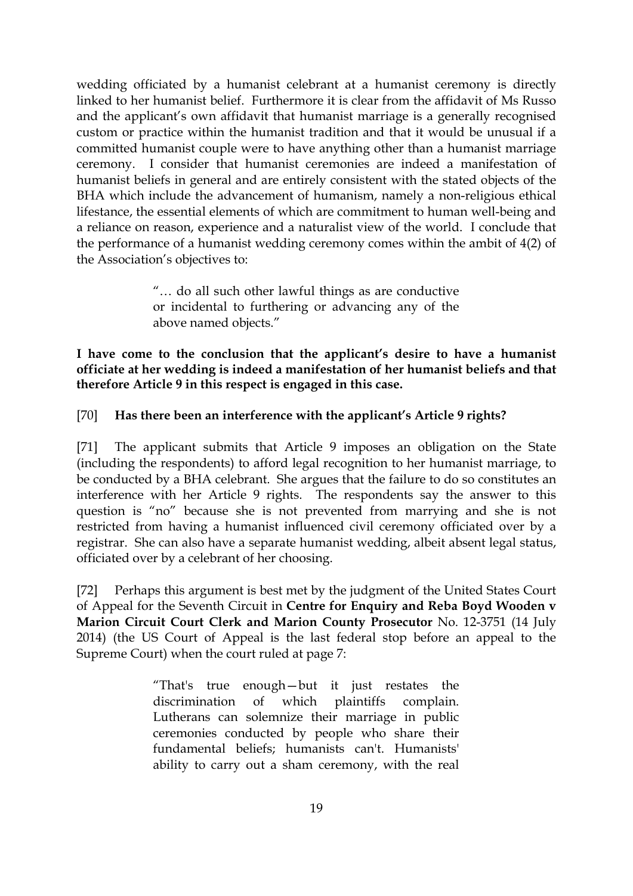wedding officiated by a humanist celebrant at a humanist ceremony is directly linked to her humanist belief. Furthermore it is clear from the affidavit of Ms Russo and the applicant's own affidavit that humanist marriage is a generally recognised custom or practice within the humanist tradition and that it would be unusual if a committed humanist couple were to have anything other than a humanist marriage ceremony. I consider that humanist ceremonies are indeed a manifestation of humanist beliefs in general and are entirely consistent with the stated objects of the BHA which include the advancement of humanism, namely a non-religious ethical lifestance, the essential elements of which are commitment to human well-being and a reliance on reason, experience and a naturalist view of the world. I conclude that the performance of a humanist wedding ceremony comes within the ambit of 4(2) of the Association's objectives to:

> "… do all such other lawful things as are conductive or incidental to furthering or advancing any of the above named objects."

**I have come to the conclusion that the applicant's desire to have a humanist officiate at her wedding is indeed a manifestation of her humanist beliefs and that therefore Article 9 in this respect is engaged in this case.**

[70] **Has there been an interference with the applicant's Article 9 rights?**

[71] The applicant submits that Article 9 imposes an obligation on the State (including the respondents) to afford legal recognition to her humanist marriage, to be conducted by a BHA celebrant. She argues that the failure to do so constitutes an interference with her Article 9 rights. The respondents say the answer to this question is "no" because she is not prevented from marrying and she is not restricted from having a humanist influenced civil ceremony officiated over by a registrar. She can also have a separate humanist wedding, albeit absent legal status, officiated over by a celebrant of her choosing.

[72] Perhaps this argument is best met by the judgment of the United States Court of Appeal for the Seventh Circuit in **Centre for Enquiry and Reba Boyd Wooden v Marion Circuit Court Clerk and Marion County Prosecutor** No. 12-3751 (14 July 2014) (the US Court of Appeal is the last federal stop before an appeal to the Supreme Court) when the court ruled at page 7:

> "That's true enough—but it just restates the discrimination of which plaintiffs complain. Lutherans can solemnize their marriage in public ceremonies conducted by people who share their fundamental beliefs; humanists can't. Humanists' ability to carry out a sham ceremony, with the real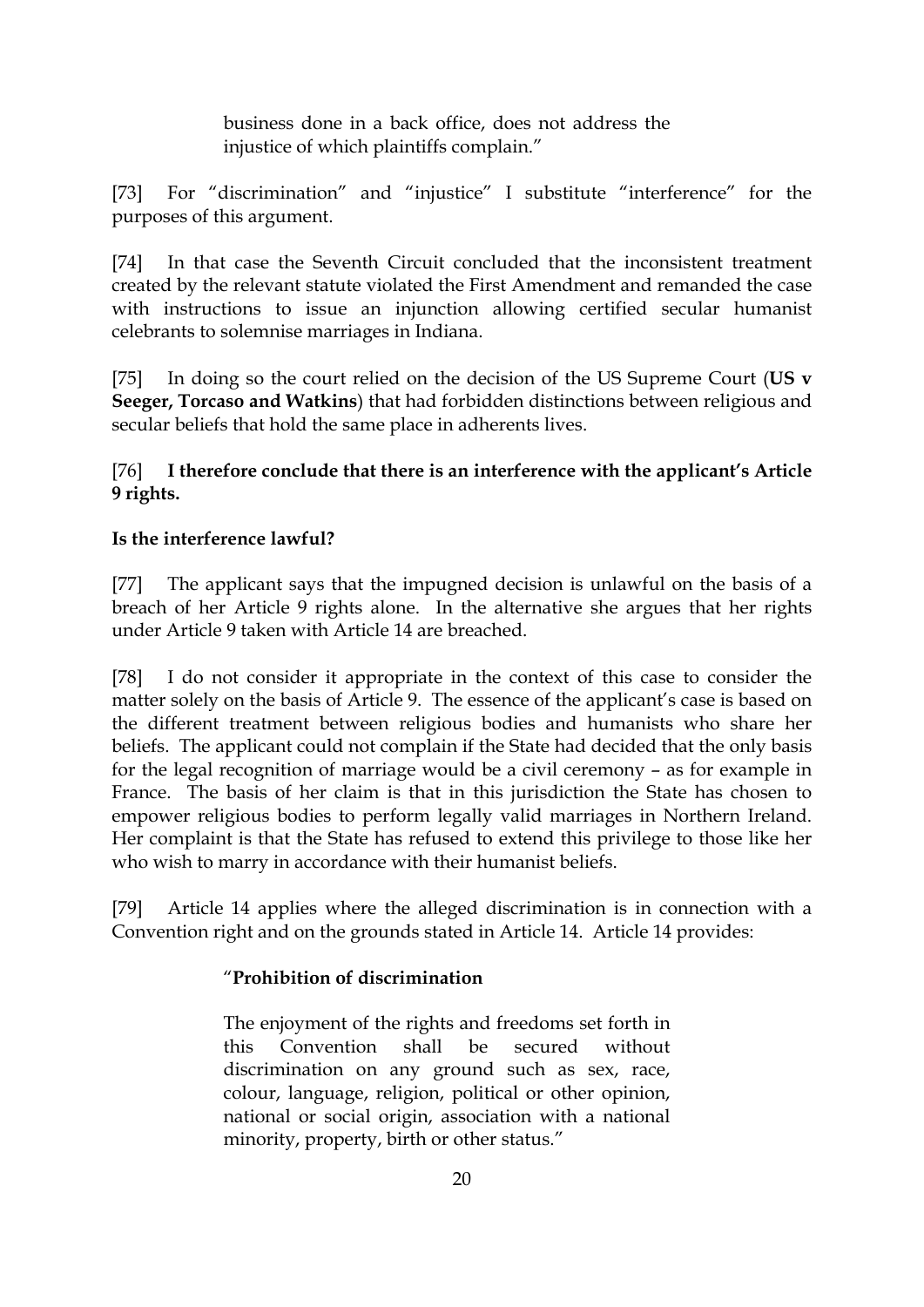> business done in a back office, does not address the injustice of which plaintiffs complain."

[73] For "discrimination" and "injustice" I substitute "interference" for the purposes of this argument.

[74] In that case the Seventh Circuit concluded that the inconsistent treatment created by the relevant statute violated the First Amendment and remanded the case with instructions to issue an injunction allowing certified secular humanist celebrants to solemnise marriages in Indiana.

[75] In doing so the court relied on the decision of the US Supreme Court (**US v Seeger, Torcaso and Watkins**) that had forbidden distinctions between religious and secular beliefs that hold the same place in adherents lives.

[76] **I therefore conclude that there is an interference with the applicant's Article 9 rights.**

**Is the interference lawful?**

[77] The applicant says that the impugned decision is unlawful on the basis of a breach of her Article 9 rights alone. In the alternative she argues that her rights under Article 9 taken with Article 14 are breached.

[78] I do not consider it appropriate in the context of this case to consider the matter solely on the basis of Article 9. The essence of the applicant's case is based on the different treatment between religious bodies and humanists who share her beliefs. The applicant could not complain if the State had decided that the only basis for the legal recognition of marriage would be a civil ceremony – as for example in France. The basis of her claim is that in this jurisdiction the State has chosen to empower religious bodies to perform legally valid marriages in Northern Ireland. Her complaint is that the State has refused to extend this privilege to those like her who wish to marry in accordance with their humanist beliefs.

[79] Article 14 applies where the alleged discrimination is in connection with a Convention right and on the grounds stated in Article 14. Article 14 provides:

> "**Prohibition of discrimination**
>
> The enjoyment of the rights and freedoms set forth in this Convention shall be secured without discrimination on any ground such as sex, race, colour, language, religion, political or other opinion, national or social origin, association with a national minority, property, birth or other status."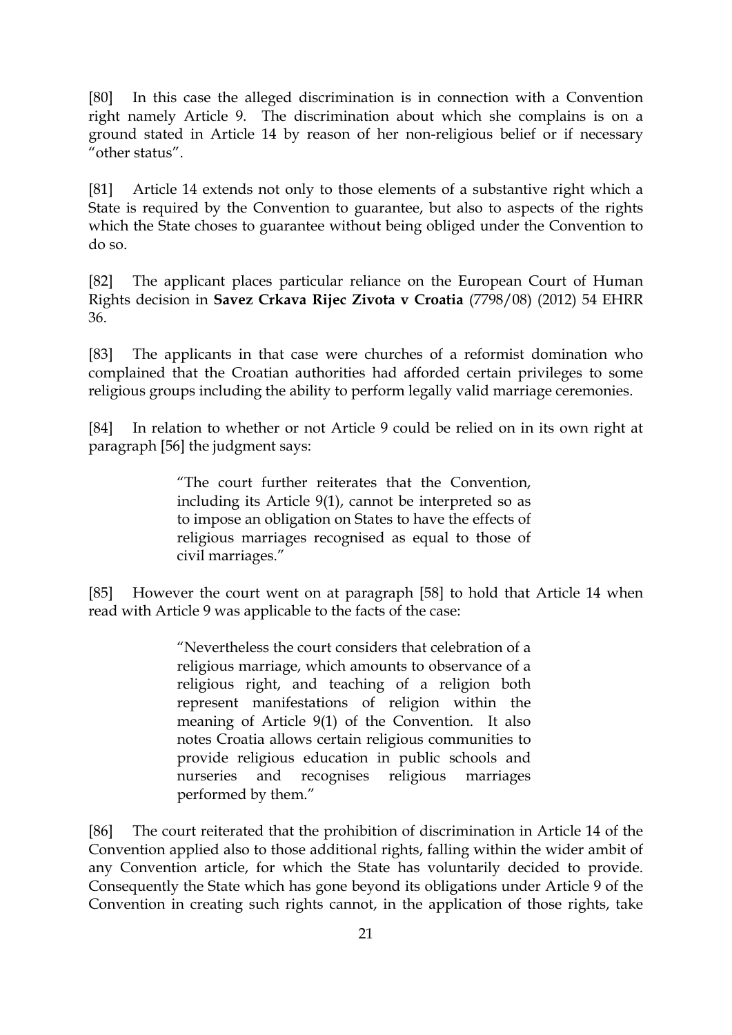[80] In this case the alleged discrimination is in connection with a Convention right namely Article 9. The discrimination about which she complains is on a ground stated in Article 14 by reason of her non-religious belief or if necessary "other status".

[81] Article 14 extends not only to those elements of a substantive right which a State is required by the Convention to guarantee, but also to aspects of the rights which the State choses to guarantee without being obliged under the Convention to do so.

[82] The applicant places particular reliance on the European Court of Human Rights decision in **Savez Crkava Rijec Zivota v Croatia** (7798/08) (2012) 54 EHRR 36.

[83] The applicants in that case were churches of a reformist domination who complained that the Croatian authorities had afforded certain privileges to some religious groups including the ability to perform legally valid marriage ceremonies.

[84] In relation to whether or not Article 9 could be relied on in its own right at paragraph [56] the judgment says:

> "The court further reiterates that the Convention, including its Article 9(1), cannot be interpreted so as to impose an obligation on States to have the effects of religious marriages recognised as equal to those of civil marriages."

[85] However the court went on at paragraph [58] to hold that Article 14 when read with Article 9 was applicable to the facts of the case:

> "Nevertheless the court considers that celebration of a religious marriage, which amounts to observance of a religious right, and teaching of a religion both represent manifestations of religion within the meaning of Article 9(1) of the Convention. It also notes Croatia allows certain religious communities to provide religious education in public schools and nurseries and recognises religious marriages performed by them."

[86] The court reiterated that the prohibition of discrimination in Article 14 of the Convention applied also to those additional rights, falling within the wider ambit of any Convention article, for which the State has voluntarily decided to provide. Consequently the State which has gone beyond its obligations under Article 9 of the Convention in creating such rights cannot, in the application of those rights, take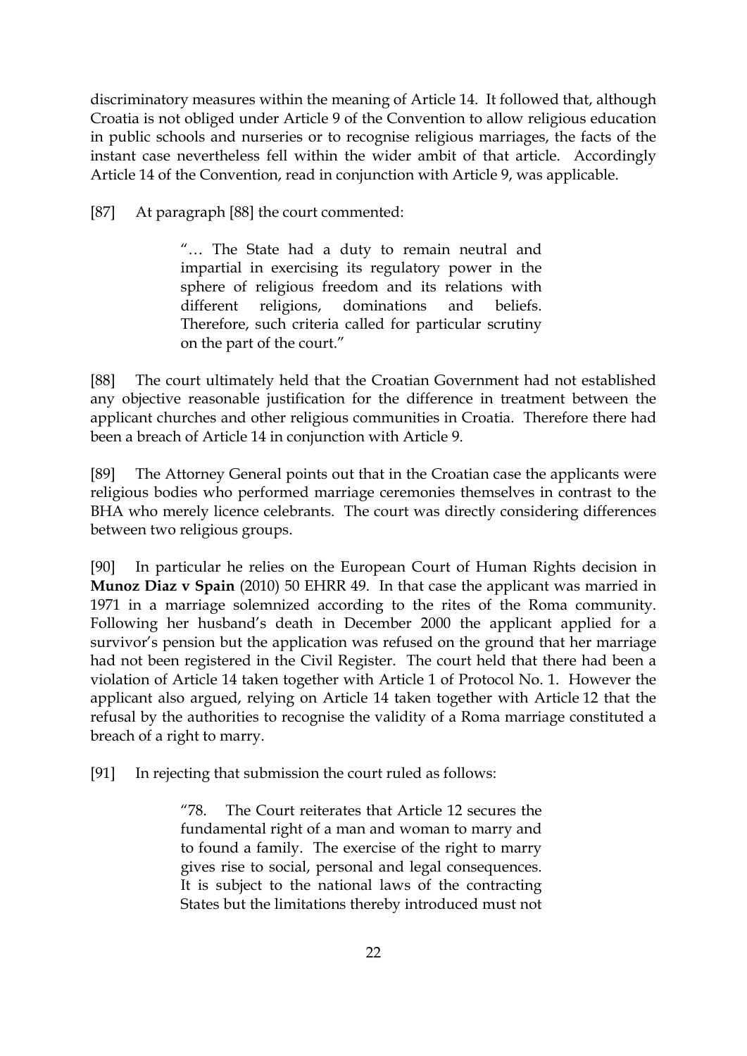discriminatory measures within the meaning of Article 14. It followed that, although Croatia is not obliged under Article 9 of the Convention to allow religious education in public schools and nurseries or to recognise religious marriages, the facts of the instant case nevertheless fell within the wider ambit of that article. Accordingly Article 14 of the Convention, read in conjunction with Article 9, was applicable.

[87] At paragraph [88] the court commented:

> "… The State had a duty to remain neutral and impartial in exercising its regulatory power in the sphere of religious freedom and its relations with different religions, dominations and beliefs. Therefore, such criteria called for particular scrutiny on the part of the court."

[88] The court ultimately held that the Croatian Government had not established any objective reasonable justification for the difference in treatment between the applicant churches and other religious communities in Croatia. Therefore there had been a breach of Article 14 in conjunction with Article 9.

[89] The Attorney General points out that in the Croatian case the applicants were religious bodies who performed marriage ceremonies themselves in contrast to the BHA who merely licence celebrants. The court was directly considering differences between two religious groups.

[90] In particular he relies on the European Court of Human Rights decision in **Munoz Diaz v Spain** (2010) 50 EHRR 49. In that case the applicant was married in 1971 in a marriage solemnized according to the rites of the Roma community. Following her husband's death in December 2000 the applicant applied for a survivor's pension but the application was refused on the ground that her marriage had not been registered in the Civil Register. The court held that there had been a violation of Article 14 taken together with Article 1 of Protocol No. 1. However the applicant also argued, relying on Article 14 taken together with Article 12 that the refusal by the authorities to recognise the validity of a Roma marriage constituted a breach of a right to marry.

[91] In rejecting that submission the court ruled as follows:

> "78. The Court reiterates that Article 12 secures the fundamental right of a man and woman to marry and to found a family. The exercise of the right to marry gives rise to social, personal and legal consequences. It is subject to the national laws of the contracting States but the limitations thereby introduced must not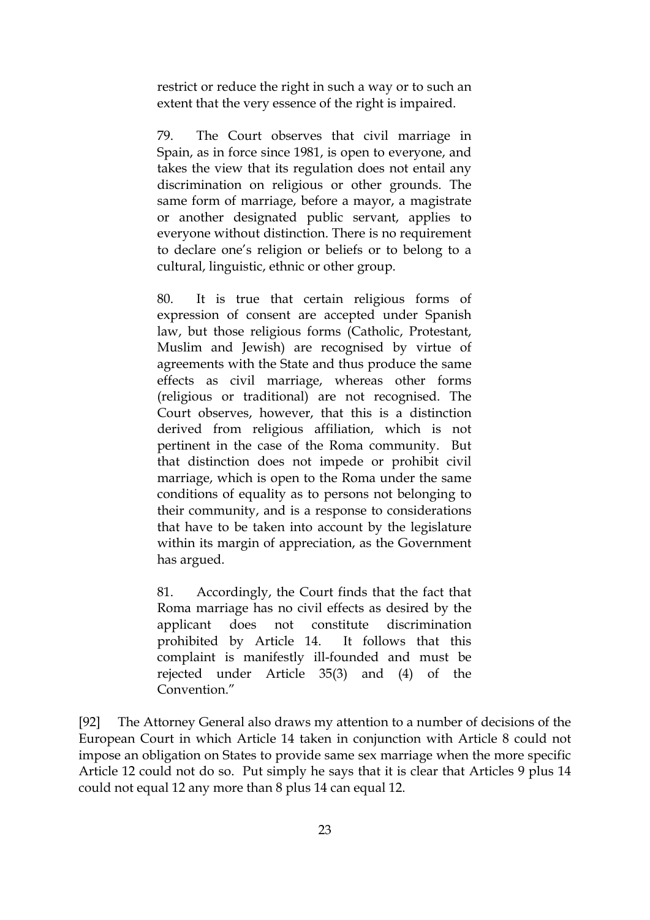> restrict or reduce the right in such a way or to such an extent that the very essence of the right is impaired.
>
> 79. The Court observes that civil marriage in Spain, as in force since 1981, is open to everyone, and takes the view that its regulation does not entail any discrimination on religious or other grounds. The same form of marriage, before a mayor, a magistrate or another designated public servant, applies to everyone without distinction. There is no requirement to declare one's religion or beliefs or to belong to a cultural, linguistic, ethnic or other group.
>
> 80. It is true that certain religious forms of expression of consent are accepted under Spanish law, but those religious forms (Catholic, Protestant, Muslim and Jewish) are recognised by virtue of agreements with the State and thus produce the same effects as civil marriage, whereas other forms (religious or traditional) are not recognised. The Court observes, however, that this is a distinction derived from religious affiliation, which is not pertinent in the case of the Roma community. But that distinction does not impede or prohibit civil marriage, which is open to the Roma under the same conditions of equality as to persons not belonging to their community, and is a response to considerations that have to be taken into account by the legislature within its margin of appreciation, as the Government has argued.
>
> 81. Accordingly, the Court finds that the fact that Roma marriage has no civil effects as desired by the applicant does not constitute discrimination prohibited by Article 14. It follows that this complaint is manifestly ill-founded and must be rejected under Article 35(3) and (4) of the Convention."

[92] The Attorney General also draws my attention to a number of decisions of the European Court in which Article 14 taken in conjunction with Article 8 could not impose an obligation on States to provide same sex marriage when the more specific Article 12 could not do so. Put simply he says that it is clear that Articles 9 plus 14 could not equal 12 any more than 8 plus 14 can equal 12.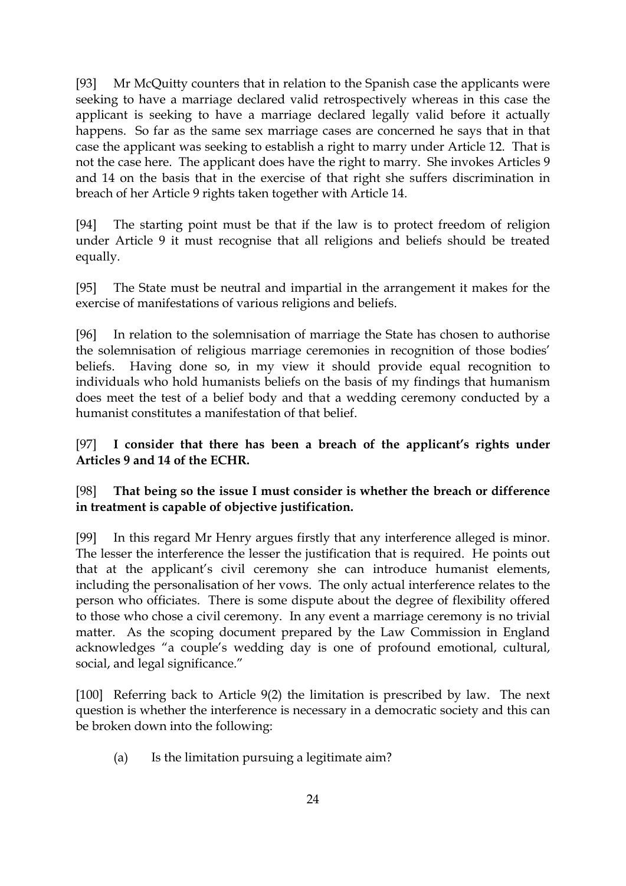[93] Mr McQuitty counters that in relation to the Spanish case the applicants were seeking to have a marriage declared valid retrospectively whereas in this case the applicant is seeking to have a marriage declared legally valid before it actually happens. So far as the same sex marriage cases are concerned he says that in that case the applicant was seeking to establish a right to marry under Article 12. That is not the case here. The applicant does have the right to marry. She invokes Articles 9 and 14 on the basis that in the exercise of that right she suffers discrimination in breach of her Article 9 rights taken together with Article 14.

[94] The starting point must be that if the law is to protect freedom of religion under Article 9 it must recognise that all religions and beliefs should be treated equally.

[95] The State must be neutral and impartial in the arrangement it makes for the exercise of manifestations of various religions and beliefs.

[96] In relation to the solemnisation of marriage the State has chosen to authorise the solemnisation of religious marriage ceremonies in recognition of those bodies' beliefs. Having done so, in my view it should provide equal recognition to individuals who hold humanists beliefs on the basis of my findings that humanism does meet the test of a belief body and that a wedding ceremony conducted by a humanist constitutes a manifestation of that belief.

[97] **I consider that there has been a breach of the applicant's rights under Articles 9 and 14 of the ECHR.**

[98] **That being so the issue I must consider is whether the breach or difference in treatment is capable of objective justification.**

[99] In this regard Mr Henry argues firstly that any interference alleged is minor. The lesser the interference the lesser the justification that is required. He points out that at the applicant's civil ceremony she can introduce humanist elements, including the personalisation of her vows. The only actual interference relates to the person who officiates. There is some dispute about the degree of flexibility offered to those who chose a civil ceremony. In any event a marriage ceremony is no trivial matter. As the scoping document prepared by the Law Commission in England acknowledges "a couple's wedding day is one of profound emotional, cultural, social, and legal significance."

[100] Referring back to Article 9(2) the limitation is prescribed by law. The next question is whether the interference is necessary in a democratic society and this can be broken down into the following:

(a) Is the limitation pursuing a legitimate aim?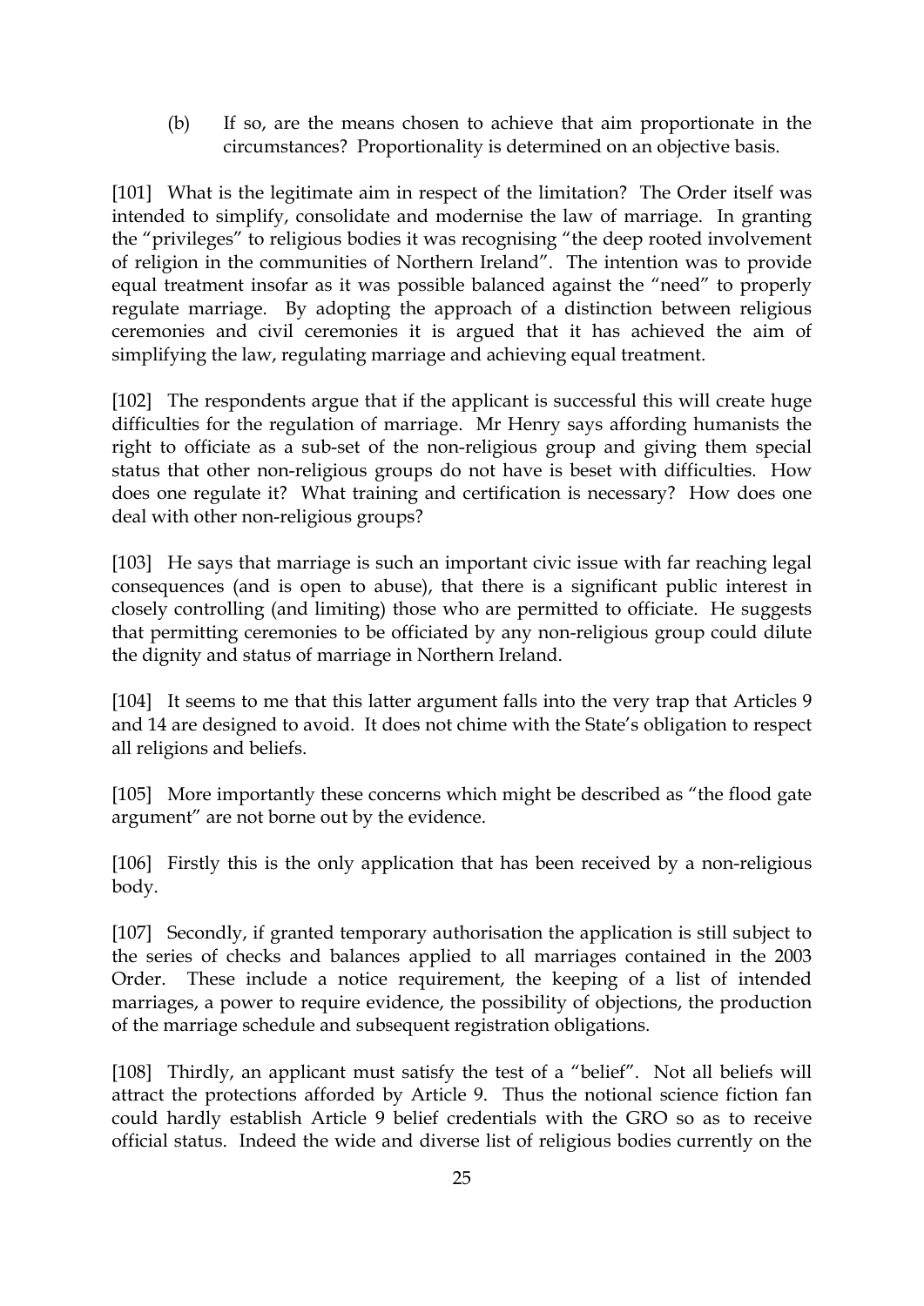(b) If so, are the means chosen to achieve that aim proportionate in the circumstances? Proportionality is determined on an objective basis.

[101] What is the legitimate aim in respect of the limitation? The Order itself was intended to simplify, consolidate and modernise the law of marriage. In granting the "privileges" to religious bodies it was recognising "the deep rooted involvement of religion in the communities of Northern Ireland". The intention was to provide equal treatment insofar as it was possible balanced against the "need" to properly regulate marriage. By adopting the approach of a distinction between religious ceremonies and civil ceremonies it is argued that it has achieved the aim of simplifying the law, regulating marriage and achieving equal treatment.

[102] The respondents argue that if the applicant is successful this will create huge difficulties for the regulation of marriage. Mr Henry says affording humanists the right to officiate as a sub-set of the non-religious group and giving them special status that other non-religious groups do not have is beset with difficulties. How does one regulate it? What training and certification is necessary? How does one deal with other non-religious groups?

[103] He says that marriage is such an important civic issue with far reaching legal consequences (and is open to abuse), that there is a significant public interest in closely controlling (and limiting) those who are permitted to officiate. He suggests that permitting ceremonies to be officiated by any non-religious group could dilute the dignity and status of marriage in Northern Ireland.

[104] It seems to me that this latter argument falls into the very trap that Articles 9 and 14 are designed to avoid. It does not chime with the State's obligation to respect all religions and beliefs.

[105] More importantly these concerns which might be described as "the flood gate argument" are not borne out by the evidence.

[106] Firstly this is the only application that has been received by a non-religious body.

[107] Secondly, if granted temporary authorisation the application is still subject to the series of checks and balances applied to all marriages contained in the 2003 Order. These include a notice requirement, the keeping of a list of intended marriages, a power to require evidence, the possibility of objections, the production of the marriage schedule and subsequent registration obligations.

[108] Thirdly, an applicant must satisfy the test of a "belief". Not all beliefs will attract the protections afforded by Article 9. Thus the notional science fiction fan could hardly establish Article 9 belief credentials with the GRO so as to receive official status. Indeed the wide and diverse list of religious bodies currently on the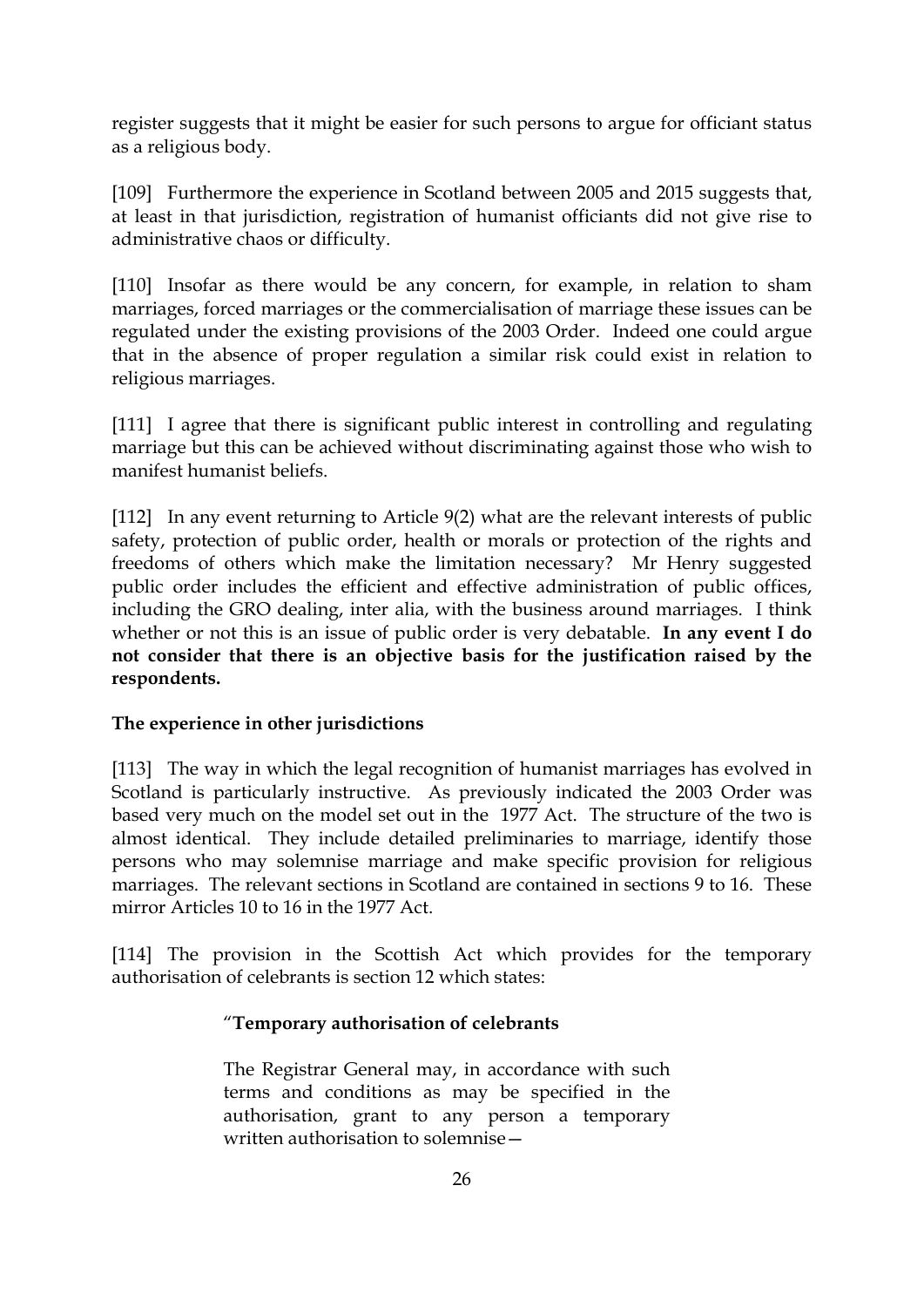register suggests that it might be easier for such persons to argue for officiant status as a religious body.

[109] Furthermore the experience in Scotland between 2005 and 2015 suggests that, at least in that jurisdiction, registration of humanist officiants did not give rise to administrative chaos or difficulty.

[110] Insofar as there would be any concern, for example, in relation to sham marriages, forced marriages or the commercialisation of marriage these issues can be regulated under the existing provisions of the 2003 Order. Indeed one could argue that in the absence of proper regulation a similar risk could exist in relation to religious marriages.

[111] I agree that there is significant public interest in controlling and regulating marriage but this can be achieved without discriminating against those who wish to manifest humanist beliefs.

[112] In any event returning to Article 9(2) what are the relevant interests of public safety, protection of public order, health or morals or protection of the rights and freedoms of others which make the limitation necessary? Mr Henry suggested public order includes the efficient and effective administration of public offices, including the GRO dealing, inter alia, with the business around marriages. I think whether or not this is an issue of public order is very debatable. **In any event I do not consider that there is an objective basis for the justification raised by the respondents.**

**The experience in other jurisdictions**

[113] The way in which the legal recognition of humanist marriages has evolved in Scotland is particularly instructive. As previously indicated the 2003 Order was based very much on the model set out in the 1977 Act. The structure of the two is almost identical. They include detailed preliminaries to marriage, identify those persons who may solemnise marriage and make specific provision for religious marriages. The relevant sections in Scotland are contained in sections 9 to 16. These mirror Articles 10 to 16 in the 1977 Act.

[114] The provision in the Scottish Act which provides for the temporary authorisation of celebrants is section 12 which states:

> "**Temporary authorisation of celebrants**
>
> The Registrar General may, in accordance with such terms and conditions as may be specified in the authorisation, grant to any person a temporary written authorisation to solemnise—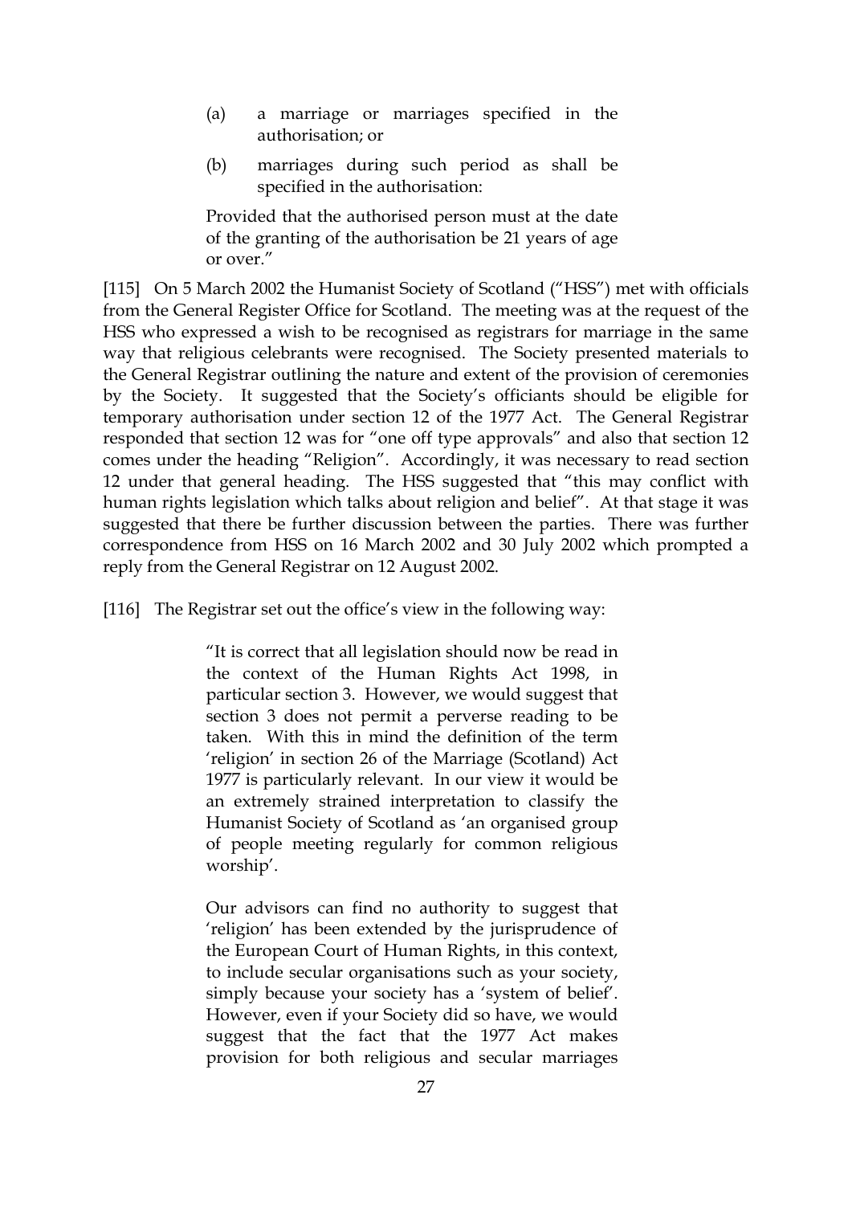> (a) a marriage or marriages specified in the authorisation; or
>
> (b) marriages during such period as shall be specified in the authorisation:
>
> Provided that the authorised person must at the date of the granting of the authorisation be 21 years of age or over."

[115] On 5 March 2002 the Humanist Society of Scotland ("HSS") met with officials from the General Register Office for Scotland. The meeting was at the request of the HSS who expressed a wish to be recognised as registrars for marriage in the same way that religious celebrants were recognised. The Society presented materials to the General Registrar outlining the nature and extent of the provision of ceremonies by the Society. It suggested that the Society's officiants should be eligible for temporary authorisation under section 12 of the 1977 Act. The General Registrar responded that section 12 was for "one off type approvals" and also that section 12 comes under the heading "Religion". Accordingly, it was necessary to read section 12 under that general heading. The HSS suggested that "this may conflict with human rights legislation which talks about religion and belief". At that stage it was suggested that there be further discussion between the parties. There was further correspondence from HSS on 16 March 2002 and 30 July 2002 which prompted a reply from the General Registrar on 12 August 2002.

[116] The Registrar set out the office's view in the following way:

> "It is correct that all legislation should now be read in the context of the Human Rights Act 1998, in particular section 3. However, we would suggest that section 3 does not permit a perverse reading to be taken. With this in mind the definition of the term 'religion' in section 26 of the Marriage (Scotland) Act 1977 is particularly relevant. In our view it would be an extremely strained interpretation to classify the Humanist Society of Scotland as 'an organised group of people meeting regularly for common religious worship'.
>
> Our advisors can find no authority to suggest that 'religion' has been extended by the jurisprudence of the European Court of Human Rights, in this context, to include secular organisations such as your society, simply because your society has a 'system of belief'. However, even if your Society did so have, we would suggest that the fact that the 1977 Act makes provision for both religious and secular marriages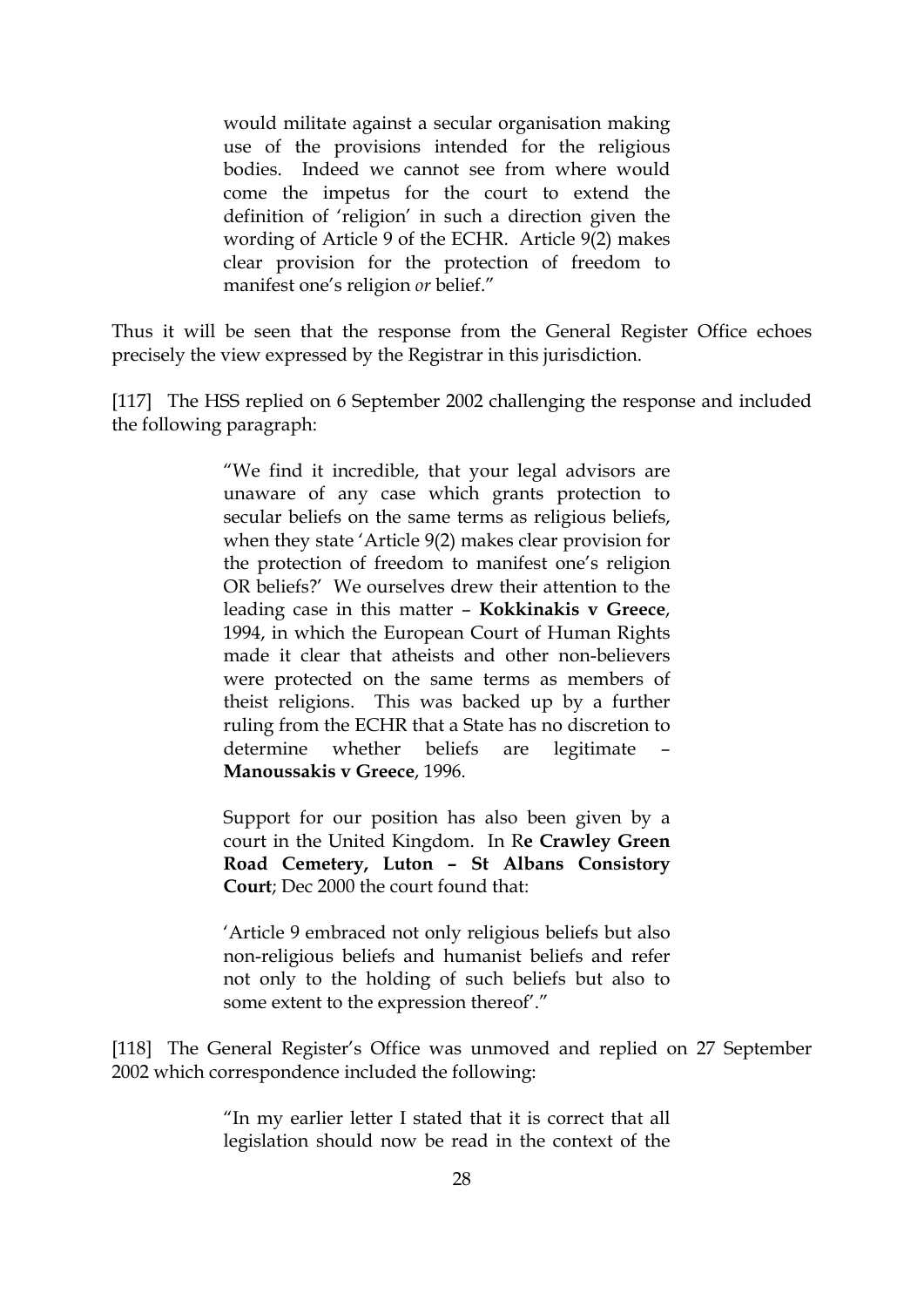> would militate against a secular organisation making use of the provisions intended for the religious bodies. Indeed we cannot see from where would come the impetus for the court to extend the definition of 'religion' in such a direction given the wording of Article 9 of the ECHR. Article 9(2) makes clear provision for the protection of freedom to manifest one's religion *or* belief."

Thus it will be seen that the response from the General Register Office echoes precisely the view expressed by the Registrar in this jurisdiction.

[117] The HSS replied on 6 September 2002 challenging the response and included the following paragraph:

> "We find it incredible, that your legal advisors are unaware of any case which grants protection to secular beliefs on the same terms as religious beliefs, when they state 'Article 9(2) makes clear provision for the protection of freedom to manifest one's religion OR beliefs?' We ourselves drew their attention to the leading case in this matter – **Kokkinakis v Greece**, 1994, in which the European Court of Human Rights made it clear that atheists and other non-believers were protected on the same terms as members of theist religions. This was backed up by a further ruling from the ECHR that a State has no discretion to determine whether beliefs are legitimate – **Manoussakis v Greece**, 1996.
>
> Support for our position has also been given by a court in the United Kingdom. In R**e Crawley Green Road Cemetery, Luton – St Albans Consistory Court**; Dec 2000 the court found that:
>
> 'Article 9 embraced not only religious beliefs but also non-religious beliefs and humanist beliefs and refer not only to the holding of such beliefs but also to some extent to the expression thereof'."

[118] The General Register's Office was unmoved and replied on 27 September 2002 which correspondence included the following:

> "In my earlier letter I stated that it is correct that all legislation should now be read in the context of the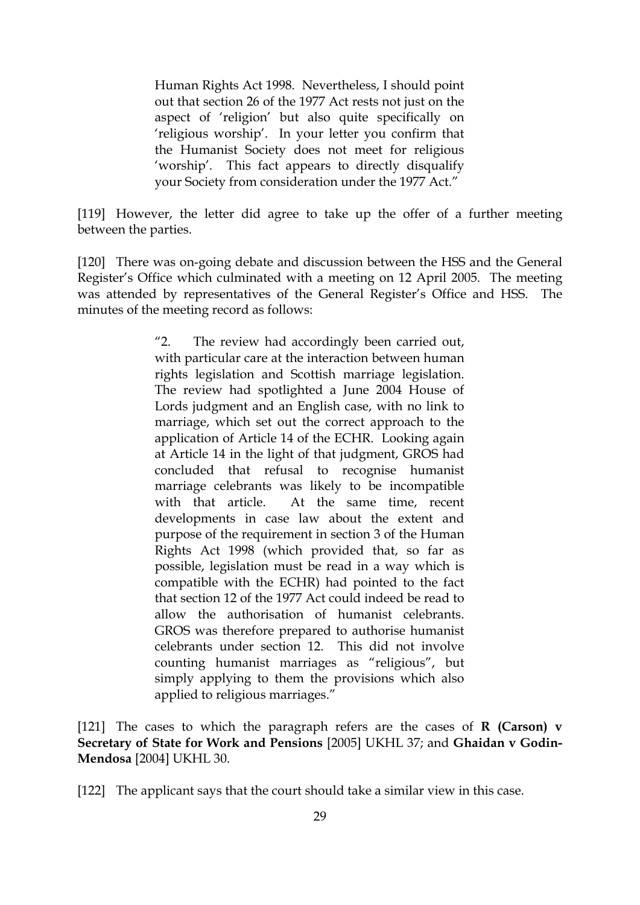> Human Rights Act 1998. Nevertheless, I should point out that section 26 of the 1977 Act rests not just on the aspect of 'religion' but also quite specifically on 'religious worship'. In your letter you confirm that the Humanist Society does not meet for religious 'worship'. This fact appears to directly disqualify your Society from consideration under the 1977 Act."

[119] However, the letter did agree to take up the offer of a further meeting between the parties.

[120] There was on-going debate and discussion between the HSS and the General Register's Office which culminated with a meeting on 12 April 2005. The meeting was attended by representatives of the General Register's Office and HSS. The minutes of the meeting record as follows:

> "2. The review had accordingly been carried out, with particular care at the interaction between human rights legislation and Scottish marriage legislation. The review had spotlighted a June 2004 House of Lords judgment and an English case, with no link to marriage, which set out the correct approach to the application of Article 14 of the ECHR. Looking again at Article 14 in the light of that judgment, GROS had concluded that refusal to recognise humanist marriage celebrants was likely to be incompatible with that article. At the same time, recent developments in case law about the extent and purpose of the requirement in section 3 of the Human Rights Act 1998 (which provided that, so far as possible, legislation must be read in a way which is compatible with the ECHR) had pointed to the fact that section 12 of the 1977 Act could indeed be read to allow the authorisation of humanist celebrants. GROS was therefore prepared to authorise humanist celebrants under section 12. This did not involve counting humanist marriages as "religious", but simply applying to them the provisions which also applied to religious marriages."

[121] The cases to which the paragraph refers are the cases of **R (Carson) v Secretary of State for Work and Pensions** [2005] UKHL 37; and **Ghaidan v Godin-Mendosa** [2004] UKHL 30.

[122] The applicant says that the court should take a similar view in this case.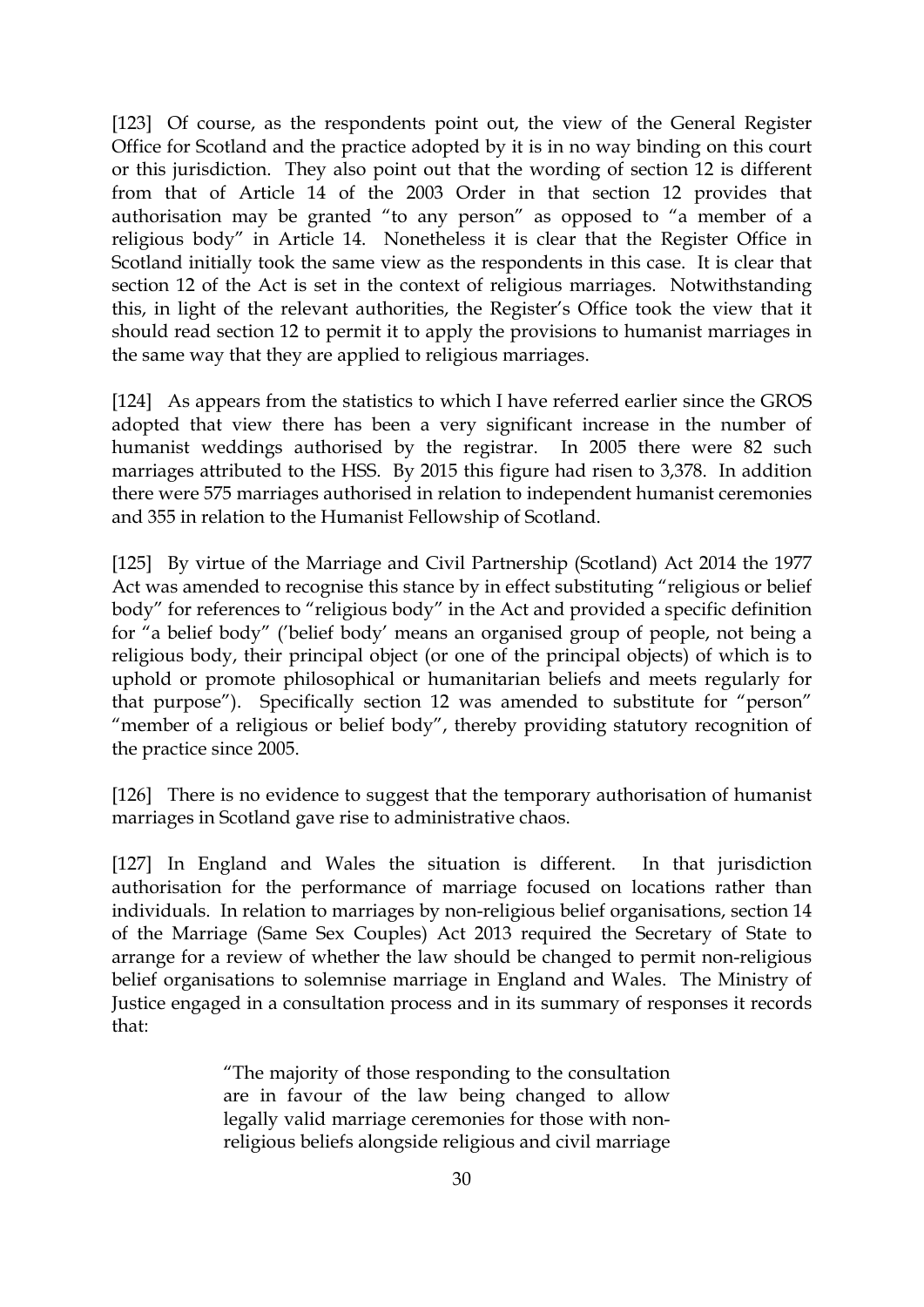[123] Of course, as the respondents point out, the view of the General Register Office for Scotland and the practice adopted by it is in no way binding on this court or this jurisdiction. They also point out that the wording of section 12 is different from that of Article 14 of the 2003 Order in that section 12 provides that authorisation may be granted "to any person" as opposed to "a member of a religious body" in Article 14. Nonetheless it is clear that the Register Office in Scotland initially took the same view as the respondents in this case. It is clear that section 12 of the Act is set in the context of religious marriages. Notwithstanding this, in light of the relevant authorities, the Register's Office took the view that it should read section 12 to permit it to apply the provisions to humanist marriages in the same way that they are applied to religious marriages.

[124] As appears from the statistics to which I have referred earlier since the GROS adopted that view there has been a very significant increase in the number of humanist weddings authorised by the registrar. In 2005 there were 82 such marriages attributed to the HSS. By 2015 this figure had risen to 3,378. In addition there were 575 marriages authorised in relation to independent humanist ceremonies and 355 in relation to the Humanist Fellowship of Scotland.

[125] By virtue of the Marriage and Civil Partnership (Scotland) Act 2014 the 1977 Act was amended to recognise this stance by in effect substituting "religious or belief body" for references to "religious body" in the Act and provided a specific definition for "a belief body" ('belief body' means an organised group of people, not being a religious body, their principal object (or one of the principal objects) of which is to uphold or promote philosophical or humanitarian beliefs and meets regularly for that purpose"). Specifically section 12 was amended to substitute for "person" "member of a religious or belief body", thereby providing statutory recognition of the practice since 2005.

[126] There is no evidence to suggest that the temporary authorisation of humanist marriages in Scotland gave rise to administrative chaos.

[127] In England and Wales the situation is different. In that jurisdiction authorisation for the performance of marriage focused on locations rather than individuals. In relation to marriages by non-religious belief organisations, section 14 of the Marriage (Same Sex Couples) Act 2013 required the Secretary of State to arrange for a review of whether the law should be changed to permit non-religious belief organisations to solemnise marriage in England and Wales. The Ministry of Justice engaged in a consultation process and in its summary of responses it records that:

> "The majority of those responding to the consultation are in favour of the law being changed to allow legally valid marriage ceremonies for those with non-religious beliefs alongside religious and civil marriage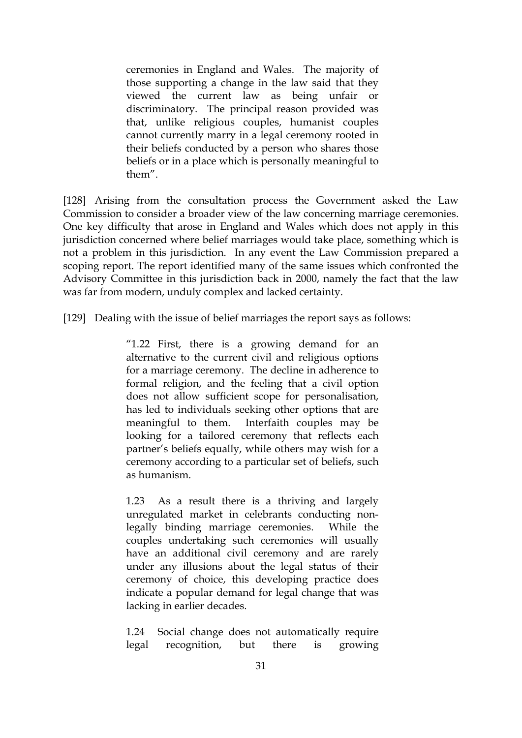> ceremonies in England and Wales. The majority of those supporting a change in the law said that they viewed the current law as being unfair or discriminatory. The principal reason provided was that, unlike religious couples, humanist couples cannot currently marry in a legal ceremony rooted in their beliefs conducted by a person who shares those beliefs or in a place which is personally meaningful to them".

[128] Arising from the consultation process the Government asked the Law Commission to consider a broader view of the law concerning marriage ceremonies. One key difficulty that arose in England and Wales which does not apply in this jurisdiction concerned where belief marriages would take place, something which is not a problem in this jurisdiction. In any event the Law Commission prepared a scoping report. The report identified many of the same issues which confronted the Advisory Committee in this jurisdiction back in 2000, namely the fact that the law was far from modern, unduly complex and lacked certainty.

[129] Dealing with the issue of belief marriages the report says as follows:

> "1.22 First, there is a growing demand for an alternative to the current civil and religious options for a marriage ceremony. The decline in adherence to formal religion, and the feeling that a civil option does not allow sufficient scope for personalisation, has led to individuals seeking other options that are meaningful to them. Interfaith couples may be looking for a tailored ceremony that reflects each partner's beliefs equally, while others may wish for a ceremony according to a particular set of beliefs, such as humanism.
>
> 1.23 As a result there is a thriving and largely unregulated market in celebrants conducting non-legally binding marriage ceremonies. While the couples undertaking such ceremonies will usually have an additional civil ceremony and are rarely under any illusions about the legal status of their ceremony of choice, this developing practice does indicate a popular demand for legal change that was lacking in earlier decades.
>
> 1.24 Social change does not automatically require legal recognition, but there is growing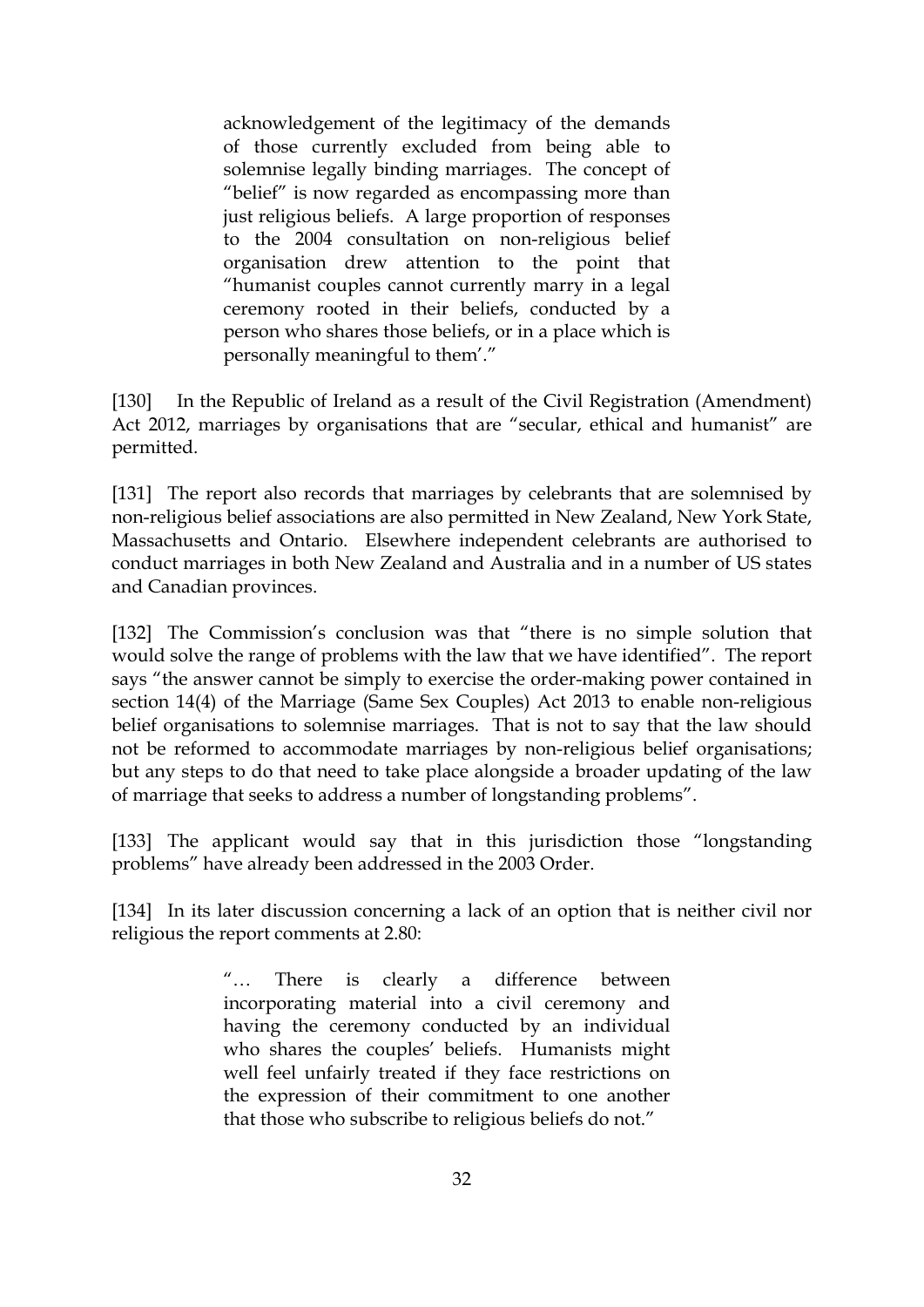> acknowledgement of the legitimacy of the demands of those currently excluded from being able to solemnise legally binding marriages. The concept of "belief" is now regarded as encompassing more than just religious beliefs. A large proportion of responses to the 2004 consultation on non-religious belief organisation drew attention to the point that "humanist couples cannot currently marry in a legal ceremony rooted in their beliefs, conducted by a person who shares those beliefs, or in a place which is personally meaningful to them'."

[130] In the Republic of Ireland as a result of the Civil Registration (Amendment) Act 2012, marriages by organisations that are "secular, ethical and humanist" are permitted.

[131] The report also records that marriages by celebrants that are solemnised by non-religious belief associations are also permitted in New Zealand, New York State, Massachusetts and Ontario. Elsewhere independent celebrants are authorised to conduct marriages in both New Zealand and Australia and in a number of US states and Canadian provinces.

[132] The Commission's conclusion was that "there is no simple solution that would solve the range of problems with the law that we have identified". The report says "the answer cannot be simply to exercise the order-making power contained in section 14(4) of the Marriage (Same Sex Couples) Act 2013 to enable non-religious belief organisations to solemnise marriages. That is not to say that the law should not be reformed to accommodate marriages by non-religious belief organisations; but any steps to do that need to take place alongside a broader updating of the law of marriage that seeks to address a number of longstanding problems".

[133] The applicant would say that in this jurisdiction those "longstanding problems" have already been addressed in the 2003 Order.

[134] In its later discussion concerning a lack of an option that is neither civil nor religious the report comments at 2.80:

> "… There is clearly a difference between incorporating material into a civil ceremony and having the ceremony conducted by an individual who shares the couples' beliefs. Humanists might well feel unfairly treated if they face restrictions on the expression of their commitment to one another that those who subscribe to religious beliefs do not."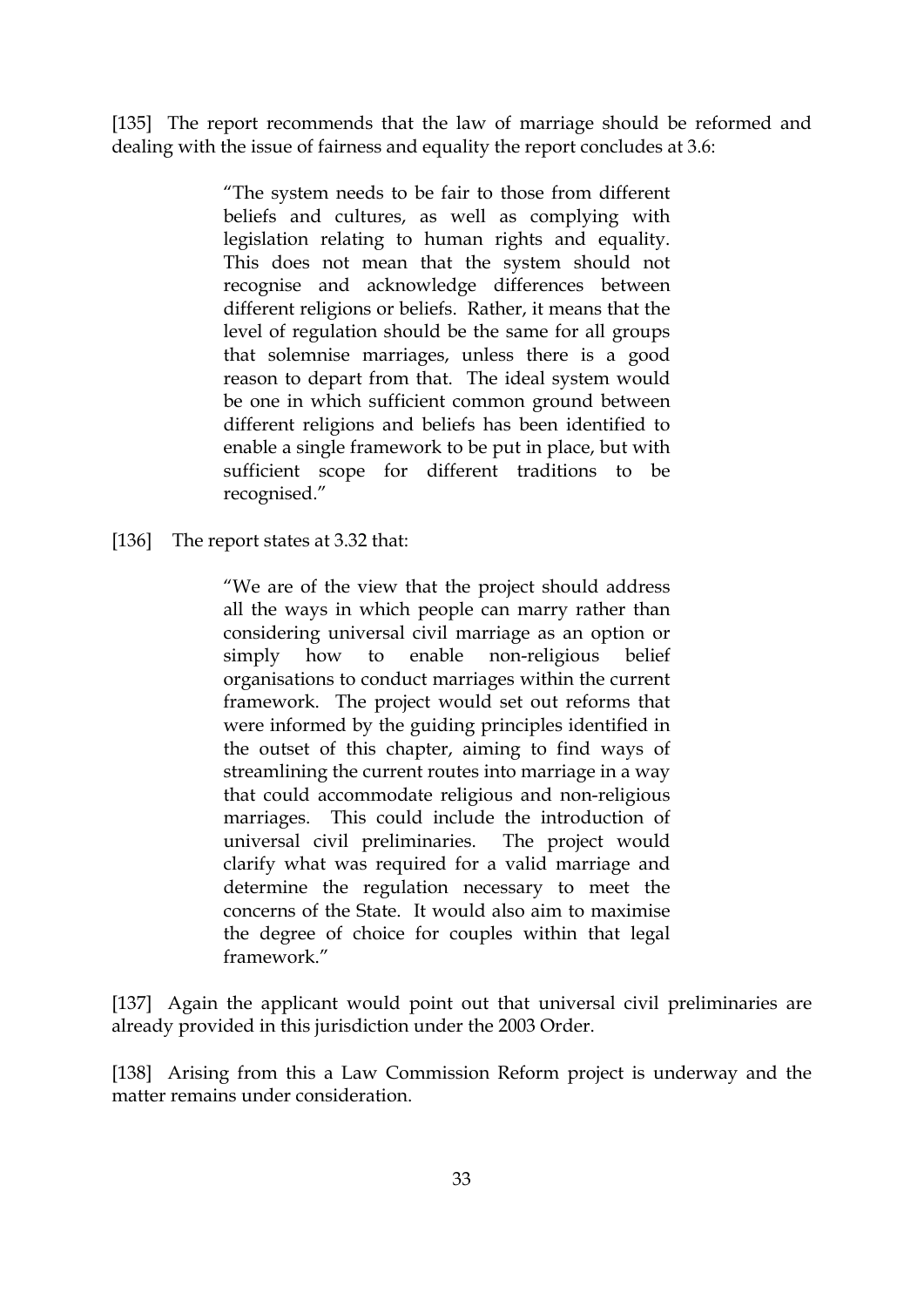[135] The report recommends that the law of marriage should be reformed and dealing with the issue of fairness and equality the report concludes at 3.6:

> "The system needs to be fair to those from different beliefs and cultures, as well as complying with legislation relating to human rights and equality. This does not mean that the system should not recognise and acknowledge differences between different religions or beliefs. Rather, it means that the level of regulation should be the same for all groups that solemnise marriages, unless there is a good reason to depart from that. The ideal system would be one in which sufficient common ground between different religions and beliefs has been identified to enable a single framework to be put in place, but with sufficient scope for different traditions to be recognised."

[136] The report states at 3.32 that:

> "We are of the view that the project should address all the ways in which people can marry rather than considering universal civil marriage as an option or simply how to enable non-religious belief organisations to conduct marriages within the current framework. The project would set out reforms that were informed by the guiding principles identified in the outset of this chapter, aiming to find ways of streamlining the current routes into marriage in a way that could accommodate religious and non-religious marriages. This could include the introduction of universal civil preliminaries. The project would clarify what was required for a valid marriage and determine the regulation necessary to meet the concerns of the State. It would also aim to maximise the degree of choice for couples within that legal framework."

[137] Again the applicant would point out that universal civil preliminaries are already provided in this jurisdiction under the 2003 Order.

[138] Arising from this a Law Commission Reform project is underway and the matter remains under consideration.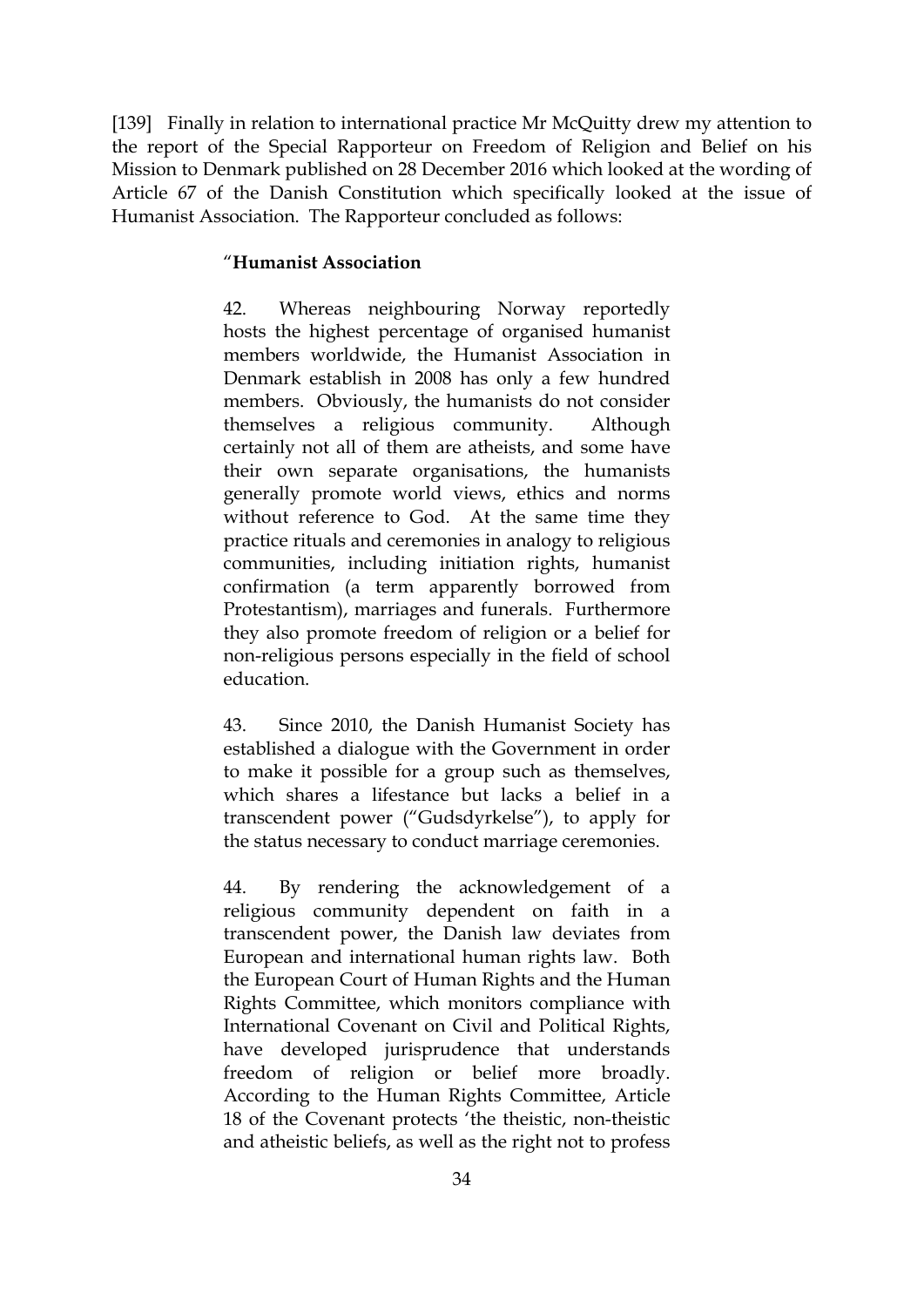[139] Finally in relation to international practice Mr McQuitty drew my attention to the report of the Special Rapporteur on Freedom of Religion and Belief on his Mission to Denmark published on 28 December 2016 which looked at the wording of Article 67 of the Danish Constitution which specifically looked at the issue of Humanist Association. The Rapporteur concluded as follows:

> "**Humanist Association**
>
> 42. Whereas neighbouring Norway reportedly hosts the highest percentage of organised humanist members worldwide, the Humanist Association in Denmark establish in 2008 has only a few hundred members. Obviously, the humanists do not consider themselves a religious community. Although certainly not all of them are atheists, and some have their own separate organisations, the humanists generally promote world views, ethics and norms without reference to God. At the same time they practice rituals and ceremonies in analogy to religious communities, including initiation rights, humanist confirmation (a term apparently borrowed from Protestantism), marriages and funerals. Furthermore they also promote freedom of religion or a belief for non-religious persons especially in the field of school education.
>
> 43. Since 2010, the Danish Humanist Society has established a dialogue with the Government in order to make it possible for a group such as themselves, which shares a lifestance but lacks a belief in a transcendent power ("Gudsdyrkelse"), to apply for the status necessary to conduct marriage ceremonies.
>
> 44. By rendering the acknowledgement of a religious community dependent on faith in a transcendent power, the Danish law deviates from European and international human rights law. Both the European Court of Human Rights and the Human Rights Committee, which monitors compliance with International Covenant on Civil and Political Rights, have developed jurisprudence that understands freedom of religion or belief more broadly. According to the Human Rights Committee, Article 18 of the Covenant protects 'the theistic, non-theistic and atheistic beliefs, as well as the right not to profess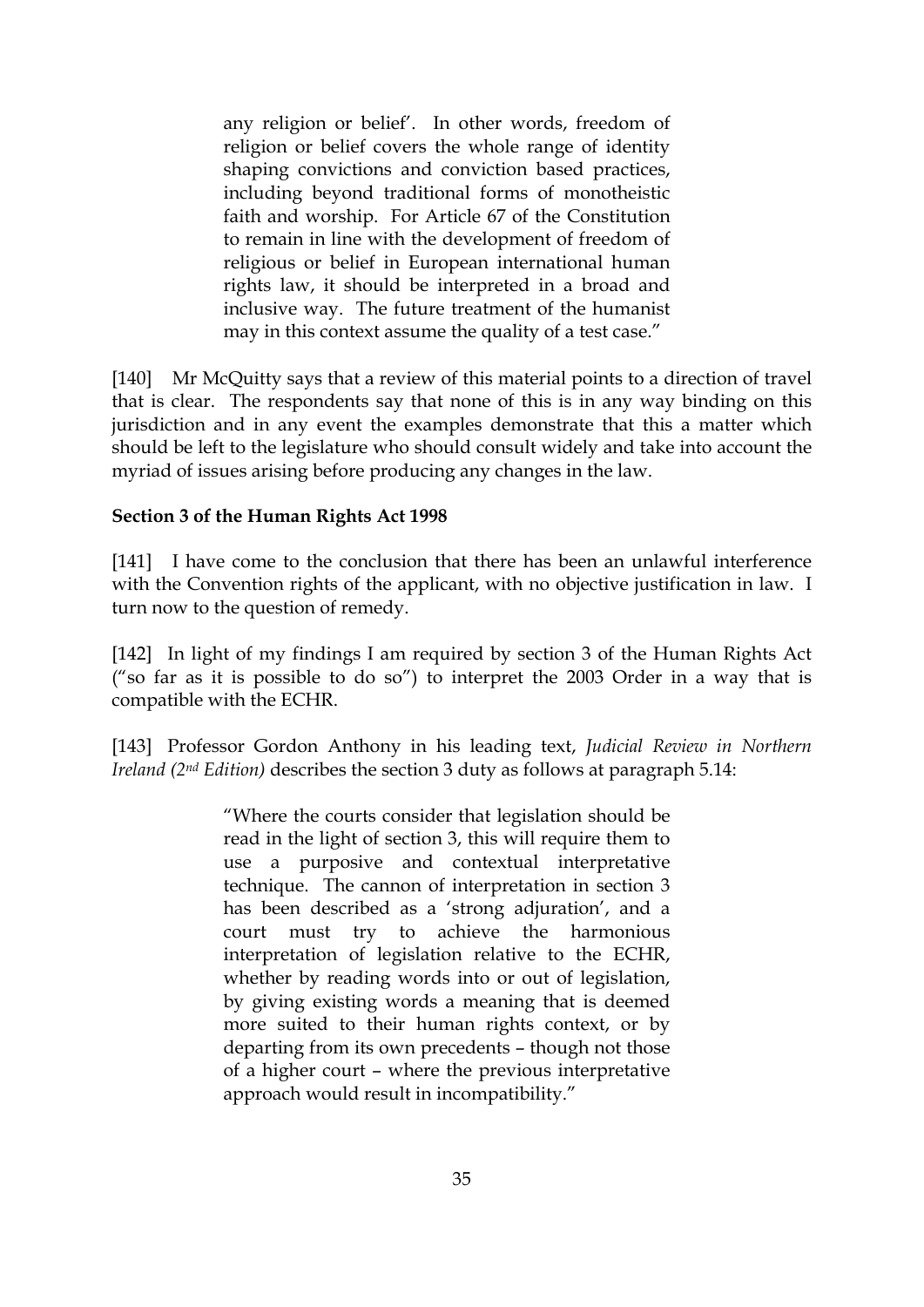> any religion or belief'. In other words, freedom of religion or belief covers the whole range of identity shaping convictions and conviction based practices, including beyond traditional forms of monotheistic faith and worship. For Article 67 of the Constitution to remain in line with the development of freedom of religious or belief in European international human rights law, it should be interpreted in a broad and inclusive way. The future treatment of the humanist may in this context assume the quality of a test case."

[140] Mr McQuitty says that a review of this material points to a direction of travel that is clear. The respondents say that none of this is in any way binding on this jurisdiction and in any event the examples demonstrate that this a matter which should be left to the legislature who should consult widely and take into account the myriad of issues arising before producing any changes in the law.

**Section 3 of the Human Rights Act 1998**

[141] I have come to the conclusion that there has been an unlawful interference with the Convention rights of the applicant, with no objective justification in law. I turn now to the question of remedy.

[142] In light of my findings I am required by section 3 of the Human Rights Act ("so far as it is possible to do so") to interpret the 2003 Order in a way that is compatible with the ECHR.

[143] Professor Gordon Anthony in his leading text, *Judicial Review in Northern Ireland (2nd Edition)* describes the section 3 duty as follows at paragraph 5.14:

> "Where the courts consider that legislation should be read in the light of section 3, this will require them to use a purposive and contextual interpretative technique. The cannon of interpretation in section 3 has been described as a 'strong adjuration', and a court must try to achieve the harmonious interpretation of legislation relative to the ECHR, whether by reading words into or out of legislation, by giving existing words a meaning that is deemed more suited to their human rights context, or by departing from its own precedents – though not those of a higher court – where the previous interpretative approach would result in incompatibility."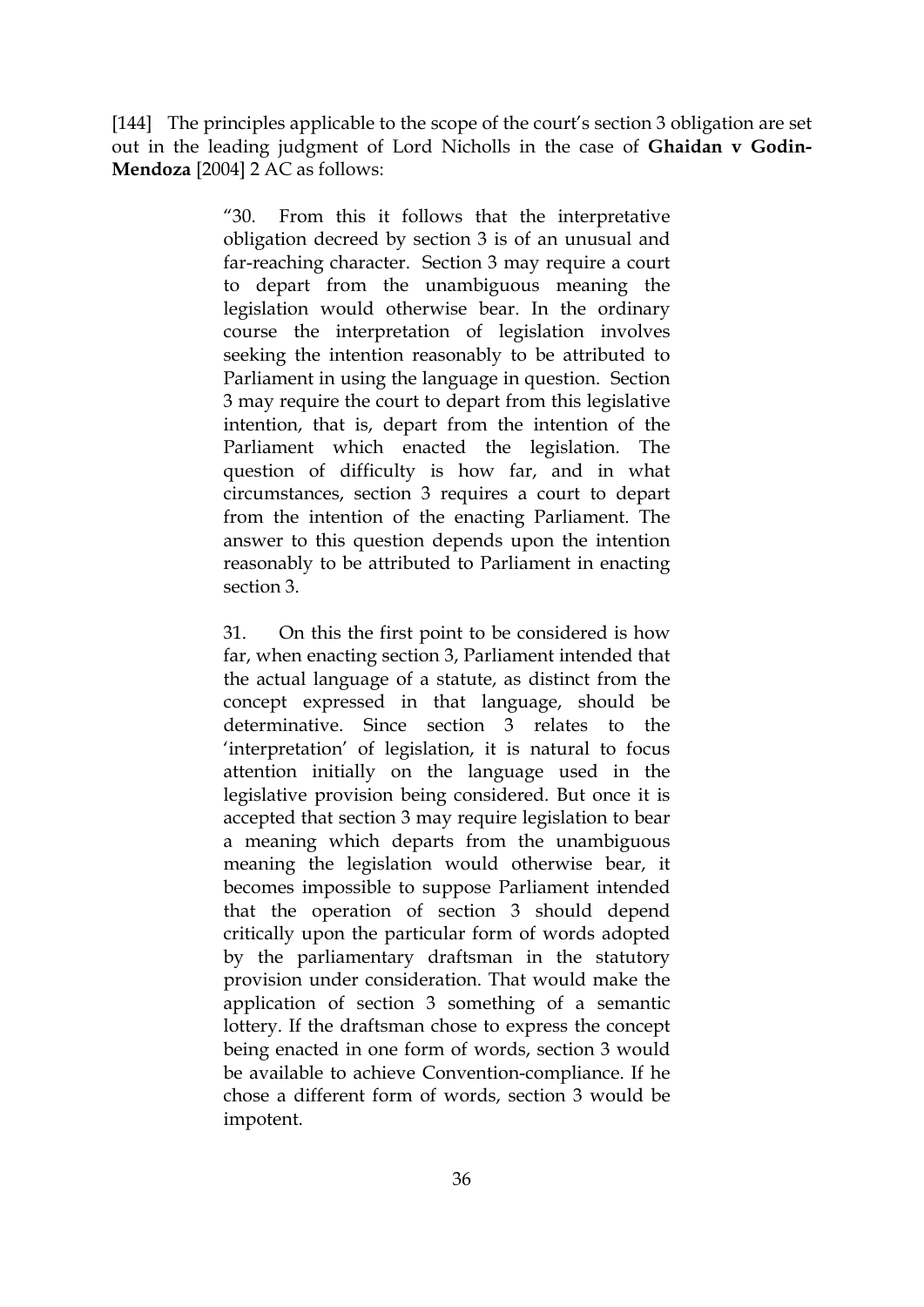[144] The principles applicable to the scope of the court's section 3 obligation are set out in the leading judgment of Lord Nicholls in the case of **Ghaidan v Godin-Mendoza** [2004] 2 AC as follows:

> "30. From this it follows that the interpretative obligation decreed by section 3 is of an unusual and far-reaching character. Section 3 may require a court to depart from the unambiguous meaning the legislation would otherwise bear. In the ordinary course the interpretation of legislation involves seeking the intention reasonably to be attributed to Parliament in using the language in question. Section 3 may require the court to depart from this legislative intention, that is, depart from the intention of the Parliament which enacted the legislation. The question of difficulty is how far, and in what circumstances, section 3 requires a court to depart from the intention of the enacting Parliament. The answer to this question depends upon the intention reasonably to be attributed to Parliament in enacting section 3.
>
> 31. On this the first point to be considered is how far, when enacting section 3, Parliament intended that the actual language of a statute, as distinct from the concept expressed in that language, should be determinative. Since section 3 relates to the 'interpretation' of legislation, it is natural to focus attention initially on the language used in the legislative provision being considered. But once it is accepted that section 3 may require legislation to bear a meaning which departs from the unambiguous meaning the legislation would otherwise bear, it becomes impossible to suppose Parliament intended that the operation of section 3 should depend critically upon the particular form of words adopted by the parliamentary draftsman in the statutory provision under consideration. That would make the application of section 3 something of a semantic lottery. If the draftsman chose to express the concept being enacted in one form of words, section 3 would be available to achieve Convention-compliance. If he chose a different form of words, section 3 would be impotent.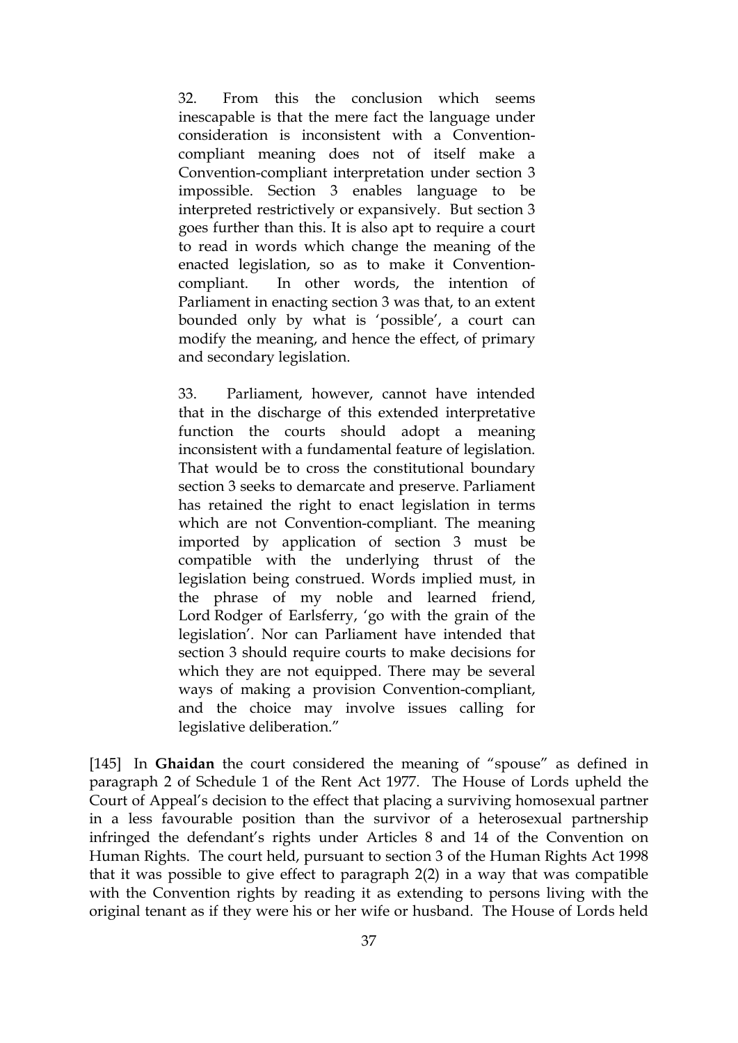> 32. From this the conclusion which seems inescapable is that the mere fact the language under consideration is inconsistent with a Convention-compliant meaning does not of itself make a Convention-compliant interpretation under section 3 impossible. Section 3 enables language to be interpreted restrictively or expansively. But section 3 goes further than this. It is also apt to require a court to read in words which change the meaning of the enacted legislation, so as to make it Convention-compliant. In other words, the intention of Parliament in enacting section 3 was that, to an extent bounded only by what is 'possible', a court can modify the meaning, and hence the effect, of primary and secondary legislation.
>
> 33. Parliament, however, cannot have intended that in the discharge of this extended interpretative function the courts should adopt a meaning inconsistent with a fundamental feature of legislation. That would be to cross the constitutional boundary section 3 seeks to demarcate and preserve. Parliament has retained the right to enact legislation in terms which are not Convention-compliant. The meaning imported by application of section 3 must be compatible with the underlying thrust of the legislation being construed. Words implied must, in the phrase of my noble and learned friend, Lord Rodger of Earlsferry, 'go with the grain of the legislation'. Nor can Parliament have intended that section 3 should require courts to make decisions for which they are not equipped. There may be several ways of making a provision Convention-compliant, and the choice may involve issues calling for legislative deliberation."

[145] In **Ghaidan** the court considered the meaning of "spouse" as defined in paragraph 2 of Schedule 1 of the Rent Act 1977. The House of Lords upheld the Court of Appeal's decision to the effect that placing a surviving homosexual partner in a less favourable position than the survivor of a heterosexual partnership infringed the defendant's rights under Articles 8 and 14 of the Convention on Human Rights. The court held, pursuant to section 3 of the Human Rights Act 1998 that it was possible to give effect to paragraph 2(2) in a way that was compatible with the Convention rights by reading it as extending to persons living with the original tenant as if they were his or her wife or husband. The House of Lords held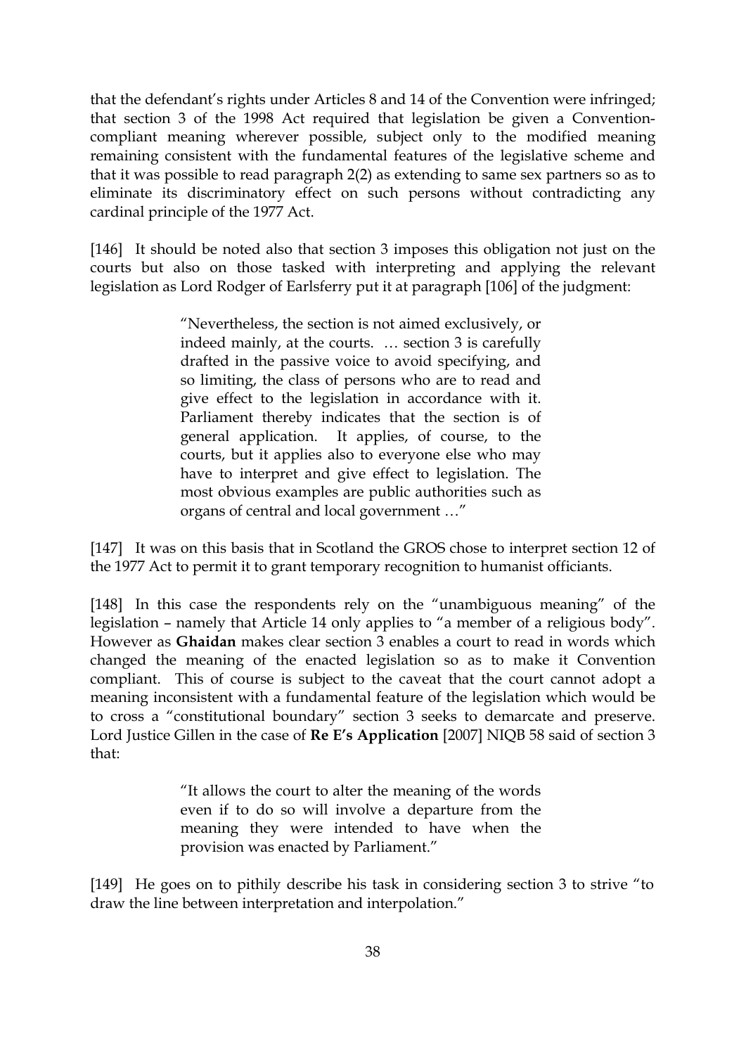that the defendant's rights under Articles 8 and 14 of the Convention were infringed; that section 3 of the 1998 Act required that legislation be given a Convention-compliant meaning wherever possible, subject only to the modified meaning remaining consistent with the fundamental features of the legislative scheme and that it was possible to read paragraph 2(2) as extending to same sex partners so as to eliminate its discriminatory effect on such persons without contradicting any cardinal principle of the 1977 Act.

[146] It should be noted also that section 3 imposes this obligation not just on the courts but also on those tasked with interpreting and applying the relevant legislation as Lord Rodger of Earlsferry put it at paragraph [106] of the judgment:

> "Nevertheless, the section is not aimed exclusively, or indeed mainly, at the courts. … section 3 is carefully drafted in the passive voice to avoid specifying, and so limiting, the class of persons who are to read and give effect to the legislation in accordance with it. Parliament thereby indicates that the section is of general application. It applies, of course, to the courts, but it applies also to everyone else who may have to interpret and give effect to legislation. The most obvious examples are public authorities such as organs of central and local government …"

[147] It was on this basis that in Scotland the GROS chose to interpret section 12 of the 1977 Act to permit it to grant temporary recognition to humanist officiants.

[148] In this case the respondents rely on the "unambiguous meaning" of the legislation – namely that Article 14 only applies to "a member of a religious body". However as **Ghaidan** makes clear section 3 enables a court to read in words which changed the meaning of the enacted legislation so as to make it Convention compliant. This of course is subject to the caveat that the court cannot adopt a meaning inconsistent with a fundamental feature of the legislation which would be to cross a "constitutional boundary" section 3 seeks to demarcate and preserve. Lord Justice Gillen in the case of **Re E's Application** [2007] NIQB 58 said of section 3 that:

> "It allows the court to alter the meaning of the words even if to do so will involve a departure from the meaning they were intended to have when the provision was enacted by Parliament."

[149] He goes on to pithily describe his task in considering section 3 to strive "to draw the line between interpretation and interpolation."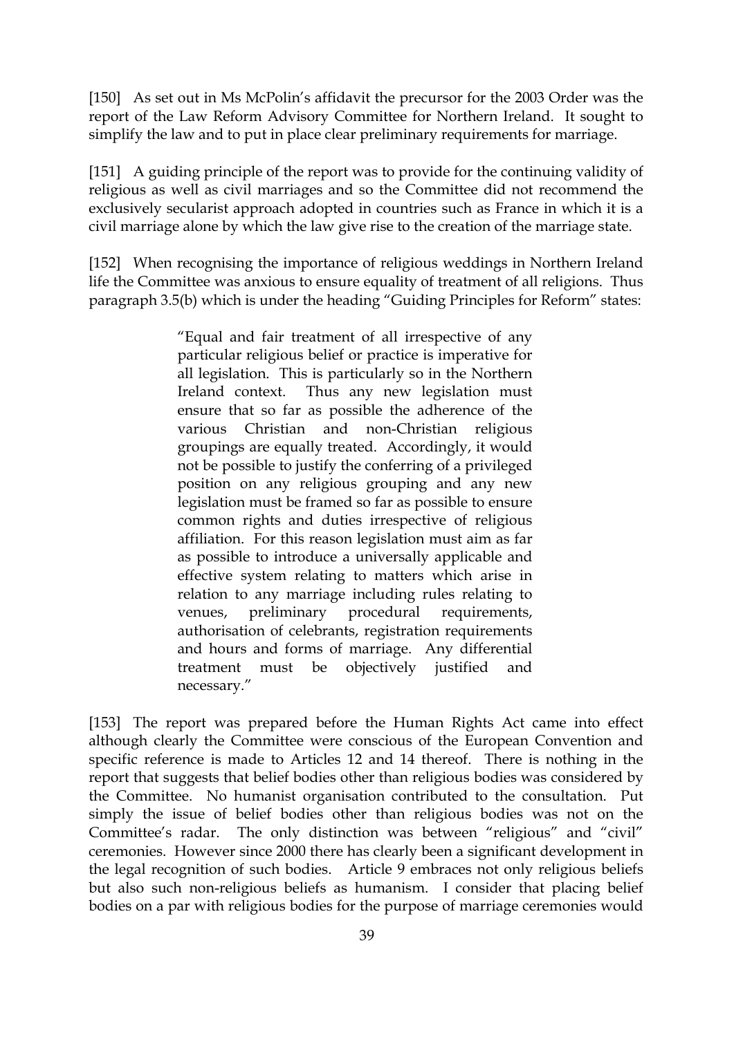[150] As set out in Ms McPolin's affidavit the precursor for the 2003 Order was the report of the Law Reform Advisory Committee for Northern Ireland. It sought to simplify the law and to put in place clear preliminary requirements for marriage.

[151] A guiding principle of the report was to provide for the continuing validity of religious as well as civil marriages and so the Committee did not recommend the exclusively secularist approach adopted in countries such as France in which it is a civil marriage alone by which the law give rise to the creation of the marriage state.

[152] When recognising the importance of religious weddings in Northern Ireland life the Committee was anxious to ensure equality of treatment of all religions. Thus paragraph 3.5(b) which is under the heading "Guiding Principles for Reform" states:

> "Equal and fair treatment of all irrespective of any particular religious belief or practice is imperative for all legislation. This is particularly so in the Northern Ireland context. Thus any new legislation must ensure that so far as possible the adherence of the various Christian and non-Christian religious groupings are equally treated. Accordingly, it would not be possible to justify the conferring of a privileged position on any religious grouping and any new legislation must be framed so far as possible to ensure common rights and duties irrespective of religious affiliation. For this reason legislation must aim as far as possible to introduce a universally applicable and effective system relating to matters which arise in relation to any marriage including rules relating to venues, preliminary procedural requirements, authorisation of celebrants, registration requirements and hours and forms of marriage. Any differential treatment must be objectively justified and necessary."

[153] The report was prepared before the Human Rights Act came into effect although clearly the Committee were conscious of the European Convention and specific reference is made to Articles 12 and 14 thereof. There is nothing in the report that suggests that belief bodies other than religious bodies was considered by the Committee. No humanist organisation contributed to the consultation. Put simply the issue of belief bodies other than religious bodies was not on the Committee's radar. The only distinction was between "religious" and "civil" ceremonies. However since 2000 there has clearly been a significant development in the legal recognition of such bodies. Article 9 embraces not only religious beliefs but also such non-religious beliefs as humanism. I consider that placing belief bodies on a par with religious bodies for the purpose of marriage ceremonies would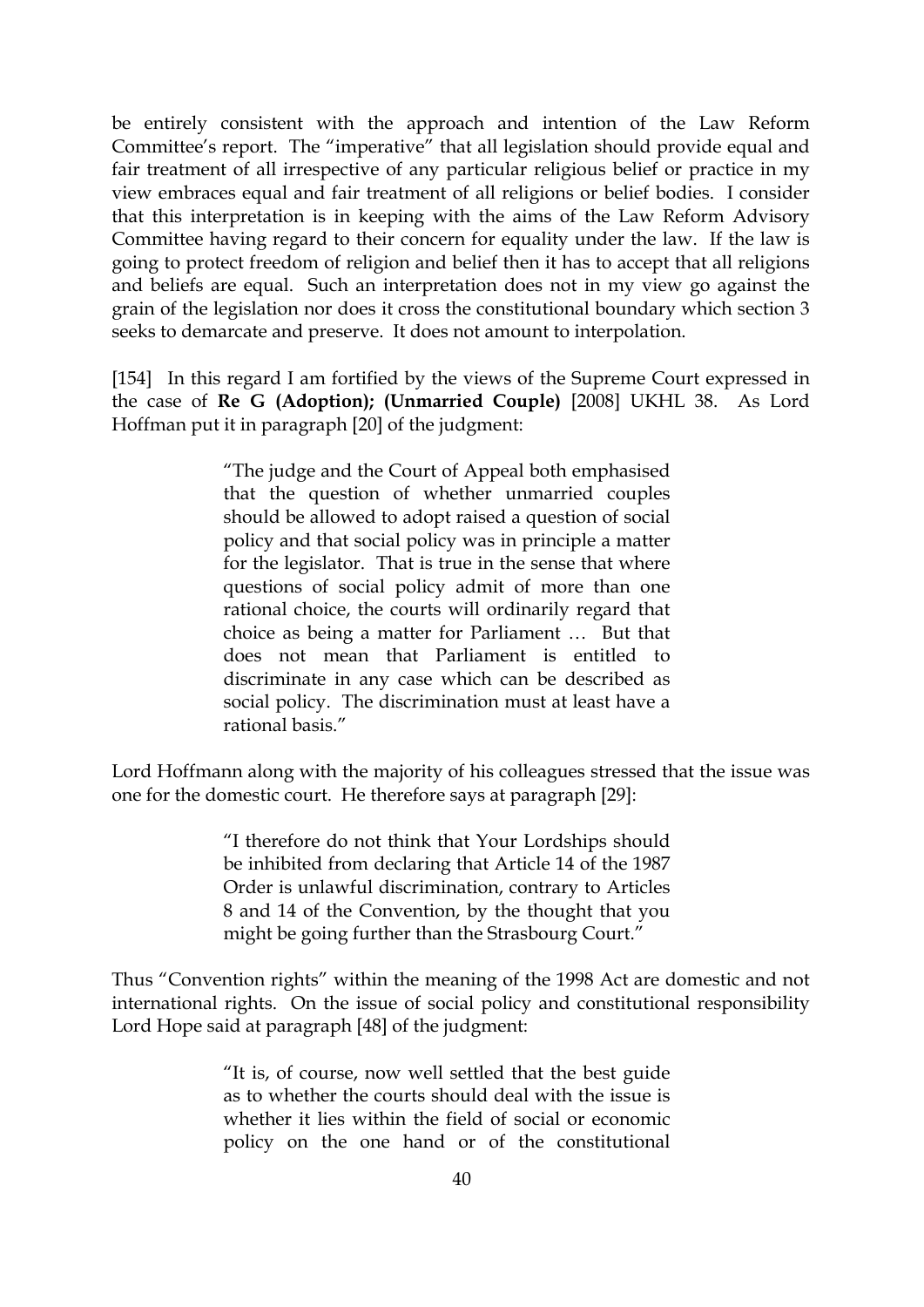be entirely consistent with the approach and intention of the Law Reform Committee's report. The "imperative" that all legislation should provide equal and fair treatment of all irrespective of any particular religious belief or practice in my view embraces equal and fair treatment of all religions or belief bodies. I consider that this interpretation is in keeping with the aims of the Law Reform Advisory Committee having regard to their concern for equality under the law. If the law is going to protect freedom of religion and belief then it has to accept that all religions and beliefs are equal. Such an interpretation does not in my view go against the grain of the legislation nor does it cross the constitutional boundary which section 3 seeks to demarcate and preserve. It does not amount to interpolation.

[154] In this regard I am fortified by the views of the Supreme Court expressed in the case of **Re G (Adoption); (Unmarried Couple)** [2008] UKHL 38. As Lord Hoffman put it in paragraph [20] of the judgment:

> "The judge and the Court of Appeal both emphasised that the question of whether unmarried couples should be allowed to adopt raised a question of social policy and that social policy was in principle a matter for the legislator. That is true in the sense that where questions of social policy admit of more than one rational choice, the courts will ordinarily regard that choice as being a matter for Parliament … But that does not mean that Parliament is entitled to discriminate in any case which can be described as social policy. The discrimination must at least have a rational basis."

Lord Hoffmann along with the majority of his colleagues stressed that the issue was one for the domestic court. He therefore says at paragraph [29]:

> "I therefore do not think that Your Lordships should be inhibited from declaring that Article 14 of the 1987 Order is unlawful discrimination, contrary to Articles 8 and 14 of the Convention, by the thought that you might be going further than the Strasbourg Court."

Thus "Convention rights" within the meaning of the 1998 Act are domestic and not international rights. On the issue of social policy and constitutional responsibility Lord Hope said at paragraph [48] of the judgment:

> "It is, of course, now well settled that the best guide as to whether the courts should deal with the issue is whether it lies within the field of social or economic policy on the one hand or of the constitutional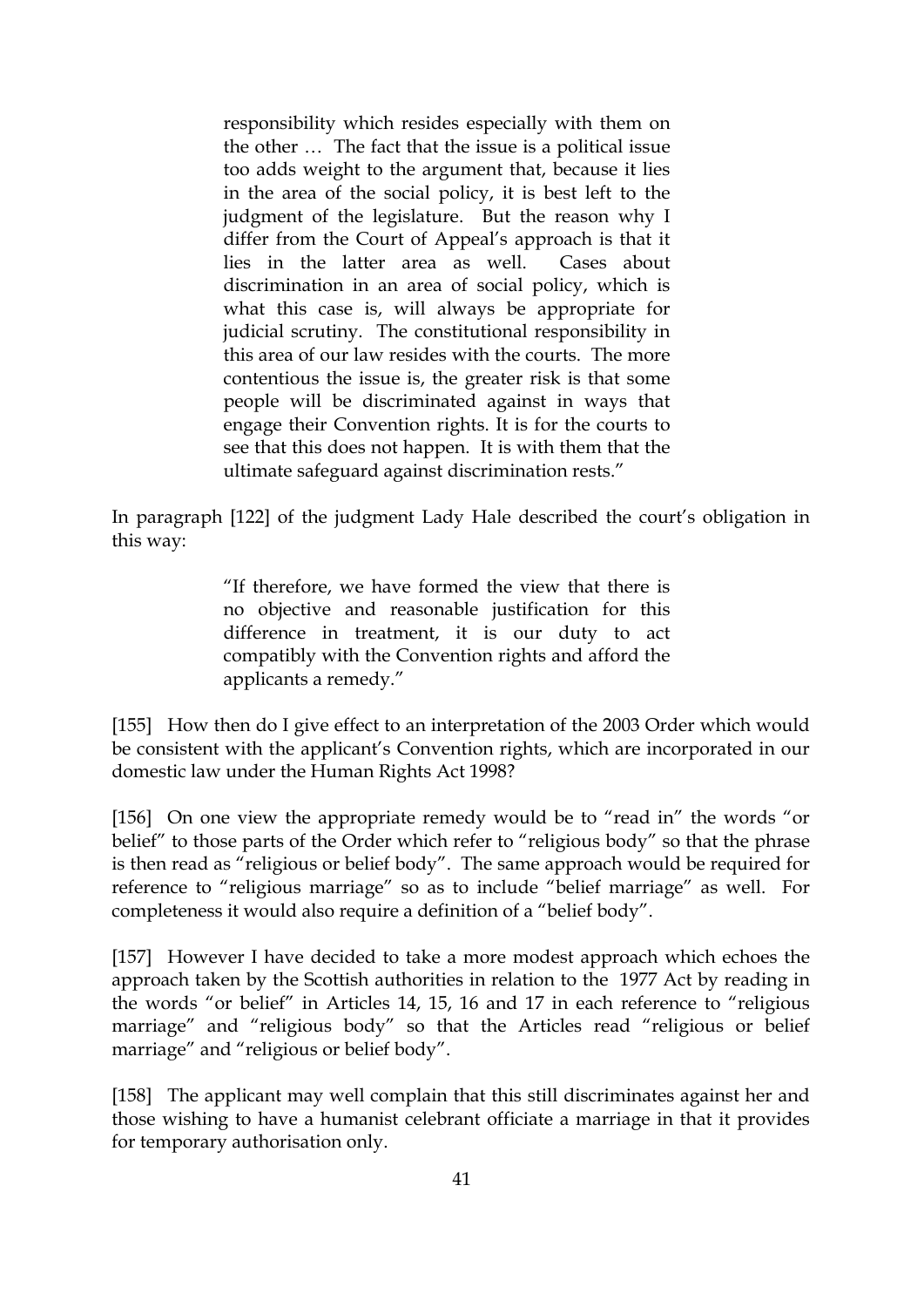> responsibility which resides especially with them on the other … The fact that the issue is a political issue too adds weight to the argument that, because it lies in the area of the social policy, it is best left to the judgment of the legislature. But the reason why I differ from the Court of Appeal's approach is that it lies in the latter area as well. Cases about discrimination in an area of social policy, which is what this case is, will always be appropriate for judicial scrutiny. The constitutional responsibility in this area of our law resides with the courts. The more contentious the issue is, the greater risk is that some people will be discriminated against in ways that engage their Convention rights. It is for the courts to see that this does not happen. It is with them that the ultimate safeguard against discrimination rests."

In paragraph [122] of the judgment Lady Hale described the court's obligation in this way:

> "If therefore, we have formed the view that there is no objective and reasonable justification for this difference in treatment, it is our duty to act compatibly with the Convention rights and afford the applicants a remedy."

[155] How then do I give effect to an interpretation of the 2003 Order which would be consistent with the applicant's Convention rights, which are incorporated in our domestic law under the Human Rights Act 1998?

[156] On one view the appropriate remedy would be to "read in" the words "or belief" to those parts of the Order which refer to "religious body" so that the phrase is then read as "religious or belief body". The same approach would be required for reference to "religious marriage" so as to include "belief marriage" as well. For completeness it would also require a definition of a "belief body".

[157] However I have decided to take a more modest approach which echoes the approach taken by the Scottish authorities in relation to the 1977 Act by reading in the words "or belief" in Articles 14, 15, 16 and 17 in each reference to "religious marriage" and "religious body" so that the Articles read "religious or belief marriage" and "religious or belief body".

[158] The applicant may well complain that this still discriminates against her and those wishing to have a humanist celebrant officiate a marriage in that it provides for temporary authorisation only.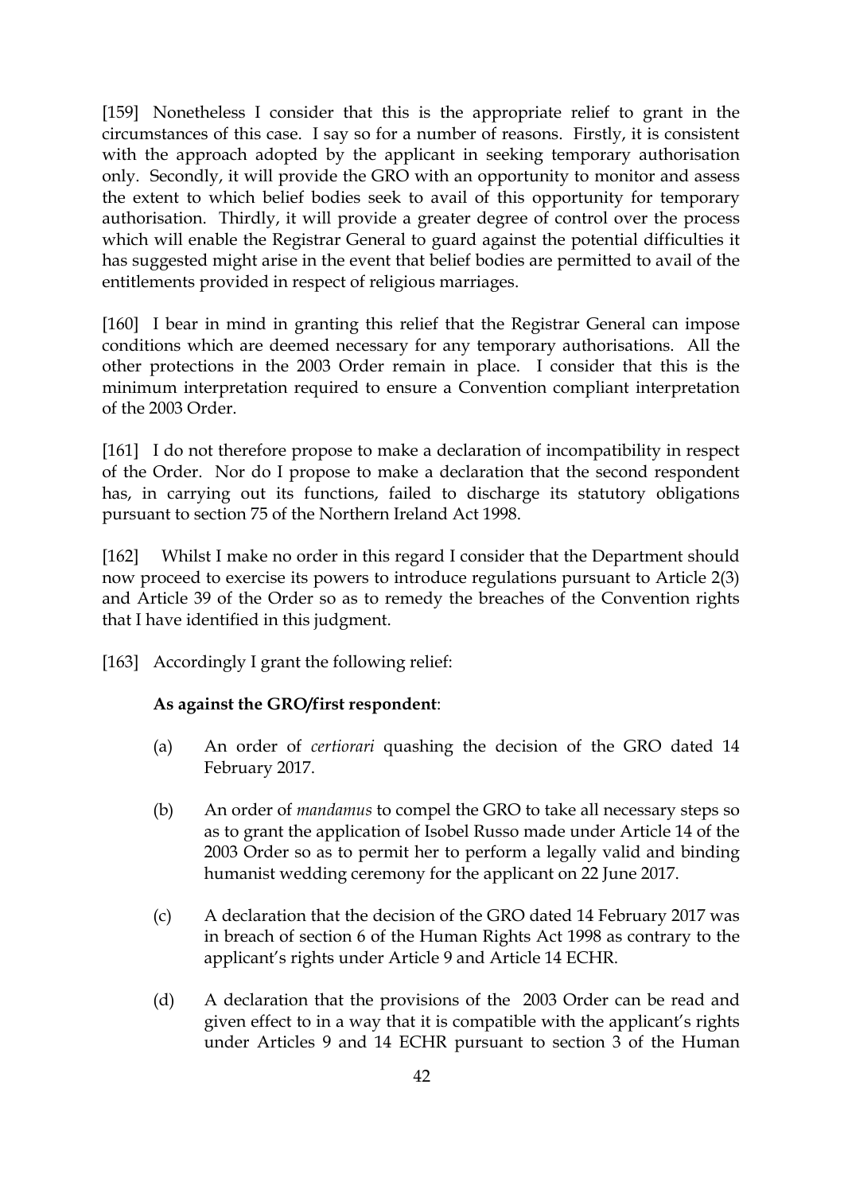[159] Nonetheless I consider that this is the appropriate relief to grant in the circumstances of this case. I say so for a number of reasons. Firstly, it is consistent with the approach adopted by the applicant in seeking temporary authorisation only. Secondly, it will provide the GRO with an opportunity to monitor and assess the extent to which belief bodies seek to avail of this opportunity for temporary authorisation. Thirdly, it will provide a greater degree of control over the process which will enable the Registrar General to guard against the potential difficulties it has suggested might arise in the event that belief bodies are permitted to avail of the entitlements provided in respect of religious marriages.

[160] I bear in mind in granting this relief that the Registrar General can impose conditions which are deemed necessary for any temporary authorisations. All the other protections in the 2003 Order remain in place. I consider that this is the minimum interpretation required to ensure a Convention compliant interpretation of the 2003 Order.

[161] I do not therefore propose to make a declaration of incompatibility in respect of the Order. Nor do I propose to make a declaration that the second respondent has, in carrying out its functions, failed to discharge its statutory obligations pursuant to section 75 of the Northern Ireland Act 1998.

[162] Whilst I make no order in this regard I consider that the Department should now proceed to exercise its powers to introduce regulations pursuant to Article 2(3) and Article 39 of the Order so as to remedy the breaches of the Convention rights that I have identified in this judgment.

[163] Accordingly I grant the following relief:

**As against the GRO/first respondent**:

(a) An order of *certiorari* quashing the decision of the GRO dated 14 February 2017.

(b) An order of *mandamus* to compel the GRO to take all necessary steps so as to grant the application of Isobel Russo made under Article 14 of the 2003 Order so as to permit her to perform a legally valid and binding humanist wedding ceremony for the applicant on 22 June 2017.

(c) A declaration that the decision of the GRO dated 14 February 2017 was in breach of section 6 of the Human Rights Act 1998 as contrary to the applicant's rights under Article 9 and Article 14 ECHR.

(d) A declaration that the provisions of the 2003 Order can be read and given effect to in a way that it is compatible with the applicant's rights under Articles 9 and 14 ECHR pursuant to section 3 of the Human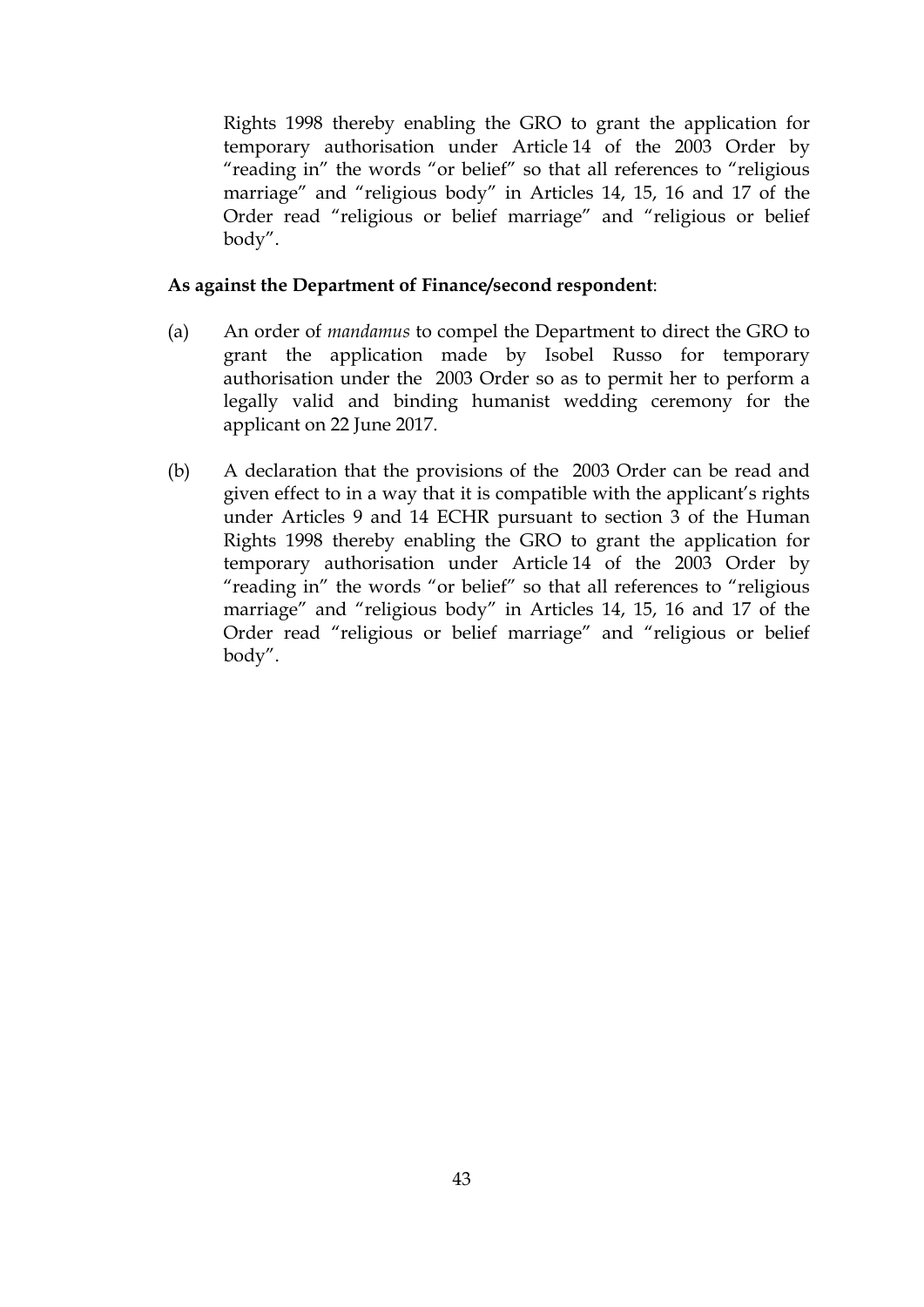Rights 1998 thereby enabling the GRO to grant the application for temporary authorisation under Article 14 of the 2003 Order by "reading in" the words "or belief" so that all references to "religious marriage" and "religious body" in Articles 14, 15, 16 and 17 of the Order read "religious or belief marriage" and "religious or belief body".

**As against the Department of Finance/second respondent**:

(a) An order of *mandamus* to compel the Department to direct the GRO to grant the application made by Isobel Russo for temporary authorisation under the 2003 Order so as to permit her to perform a legally valid and binding humanist wedding ceremony for the applicant on 22 June 2017.

(b) A declaration that the provisions of the 2003 Order can be read and given effect to in a way that it is compatible with the applicant's rights under Articles 9 and 14 ECHR pursuant to section 3 of the Human Rights 1998 thereby enabling the GRO to grant the application for temporary authorisation under Article 14 of the 2003 Order by "reading in" the words "or belief" so that all references to "religious marriage" and "religious body" in Articles 14, 15, 16 and 17 of the Order read "religious or belief marriage" and "religious or belief body".